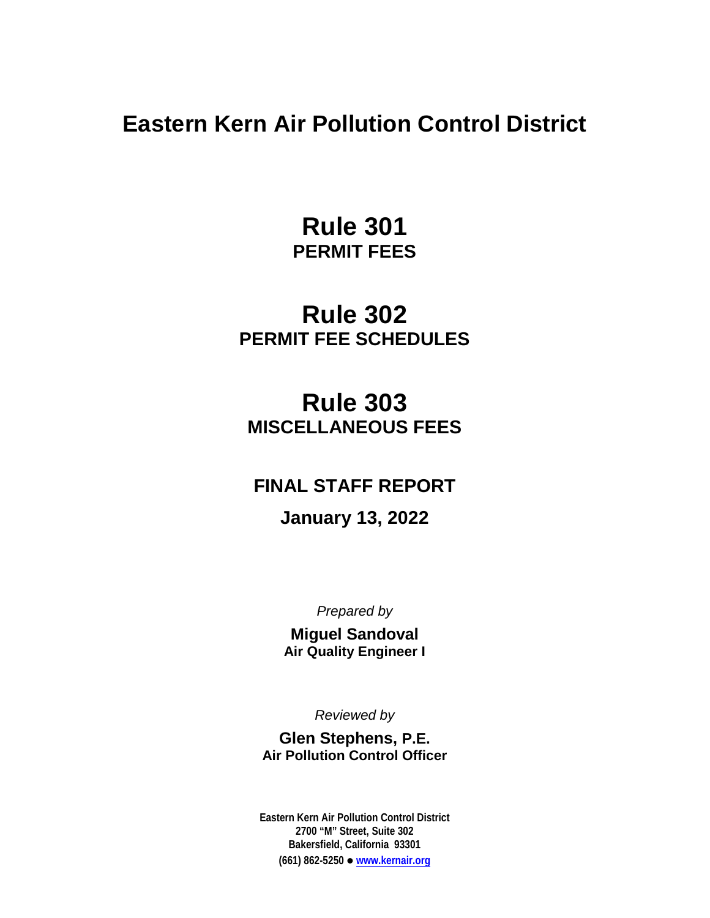# Eastern Kern Air Pollution Control District

## Rule 301
**PERMIT FEES**

## Rule 302
**PERMIT FEE SCHEDULES**

## Rule 303
**MISCELLANEOUS FEES**

**FINAL STAFF REPORT**

**January 13, 2022**

*Prepared by*

**Miguel Sandoval**
**Air Quality Engineer I**

*Reviewed by*

**Glen Stephens, P.E.**
**Air Pollution Control Officer**

**Eastern Kern Air Pollution Control District**
**2700 "M" Street, Suite 302**
**Bakersfield, California 93301**
**(661) 862-5250 ● www.kernair.org**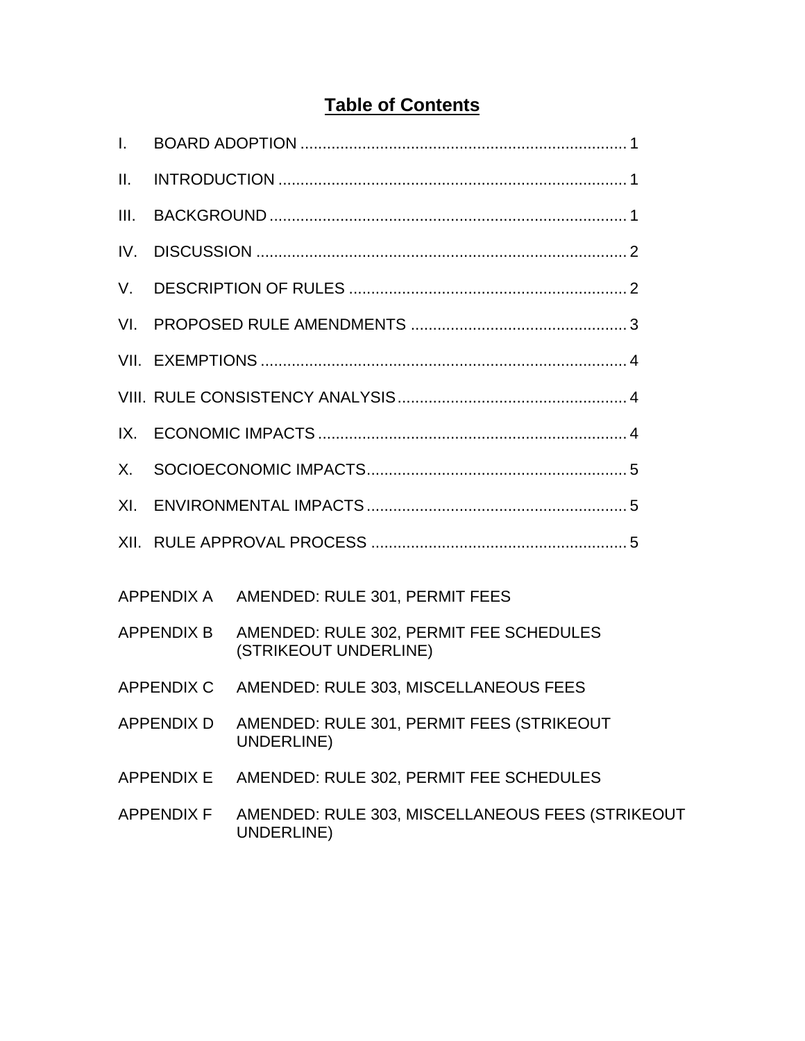# Table of Contents

| | | |
|---|---|---|
| I. | BOARD ADOPTION | 1 |
| II. | INTRODUCTION | 1 |
| III. | BACKGROUND | 1 |
| IV. | DISCUSSION | 2 |
| V. | DESCRIPTION OF RULES | 2 |
| VI. | PROPOSED RULE AMENDMENTS | 3 |
| VII. | EXEMPTIONS | 4 |
| VIII. | RULE CONSISTENCY ANALYSIS | 4 |
| IX. | ECONOMIC IMPACTS | 4 |
| X. | SOCIOECONOMIC IMPACTS | 5 |
| XI. | ENVIRONMENTAL IMPACTS | 5 |
| XII. | RULE APPROVAL PROCESS | 5 |

| | |
|---|---|
| APPENDIX A | AMENDED: RULE 301, PERMIT FEES |
| APPENDIX B | AMENDED: RULE 302, PERMIT FEE SCHEDULES (STRIKEOUT UNDERLINE) |
| APPENDIX C | AMENDED: RULE 303, MISCELLANEOUS FEES |
| APPENDIX D | AMENDED: RULE 301, PERMIT FEES (STRIKEOUT UNDERLINE) |
| APPENDIX E | AMENDED: RULE 302, PERMIT FEE SCHEDULES |
| APPENDIX F | AMENDED: RULE 303, MISCELLANEOUS FEES (STRIKEOUT UNDERLINE) |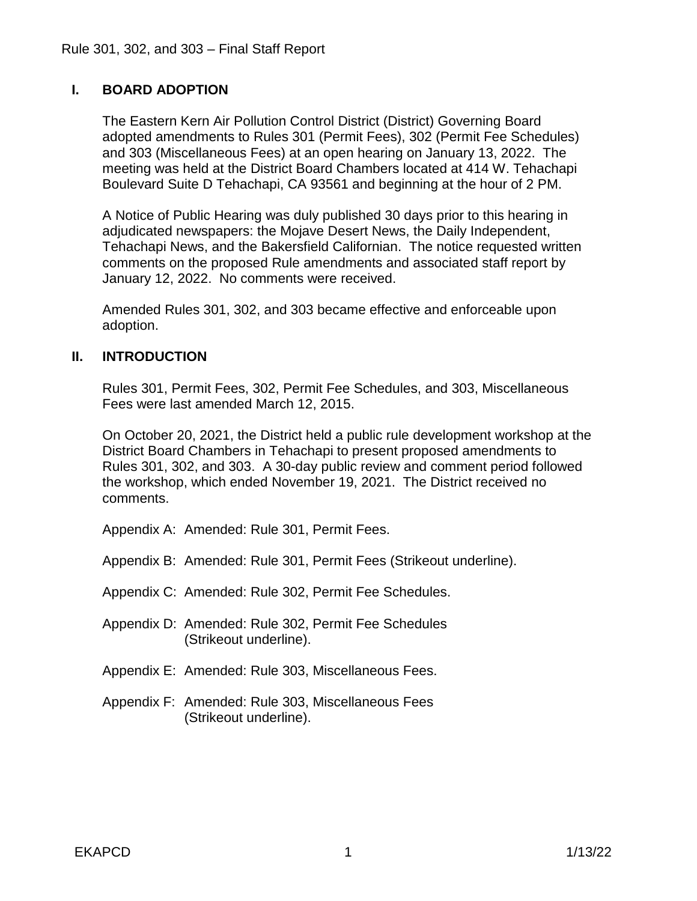## I. BOARD ADOPTION

The Eastern Kern Air Pollution Control District (District) Governing Board adopted amendments to Rules 301 (Permit Fees), 302 (Permit Fee Schedules) and 303 (Miscellaneous Fees) at an open hearing on January 13, 2022. The meeting was held at the District Board Chambers located at 414 W. Tehachapi Boulevard Suite D Tehachapi, CA 93561 and beginning at the hour of 2 PM.

A Notice of Public Hearing was duly published 30 days prior to this hearing in adjudicated newspapers: the Mojave Desert News, the Daily Independent, Tehachapi News, and the Bakersfield Californian. The notice requested written comments on the proposed Rule amendments and associated staff report by January 12, 2022. No comments were received.

Amended Rules 301, 302, and 303 became effective and enforceable upon adoption.

## II. INTRODUCTION

Rules 301, Permit Fees, 302, Permit Fee Schedules, and 303, Miscellaneous Fees were last amended March 12, 2015.

On October 20, 2021, the District held a public rule development workshop at the District Board Chambers in Tehachapi to present proposed amendments to Rules 301, 302, and 303. A 30-day public review and comment period followed the workshop, which ended November 19, 2021. The District received no comments.

Appendix A: Amended: Rule 301, Permit Fees.

Appendix B: Amended: Rule 301, Permit Fees (Strikeout underline).

Appendix C: Amended: Rule 302, Permit Fee Schedules.

Appendix D: Amended: Rule 302, Permit Fee Schedules (Strikeout underline).

Appendix E: Amended: Rule 303, Miscellaneous Fees.

Appendix F: Amended: Rule 303, Miscellaneous Fees (Strikeout underline).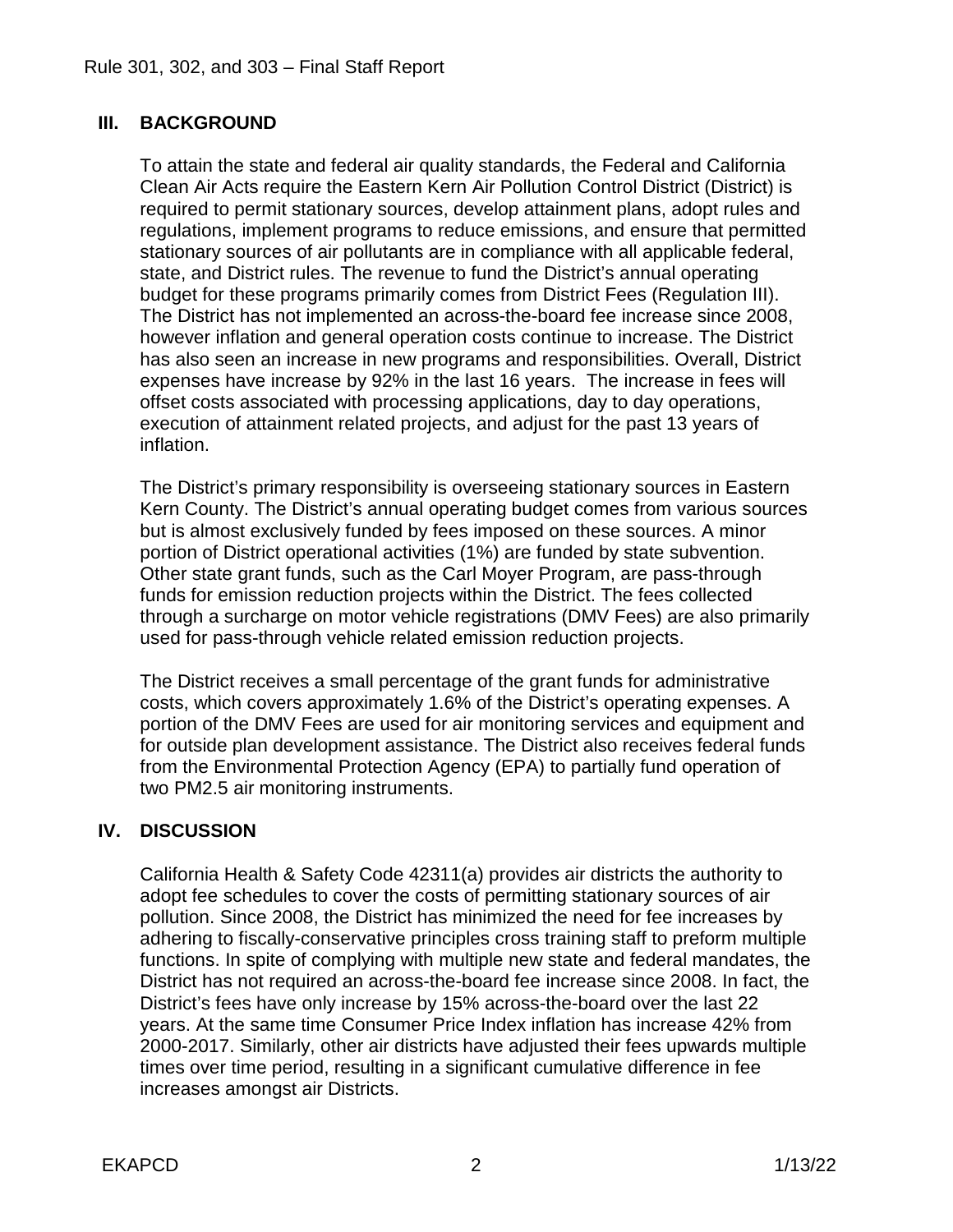## III. BACKGROUND

To attain the state and federal air quality standards, the Federal and California Clean Air Acts require the Eastern Kern Air Pollution Control District (District) is required to permit stationary sources, develop attainment plans, adopt rules and regulations, implement programs to reduce emissions, and ensure that permitted stationary sources of air pollutants are in compliance with all applicable federal, state, and District rules. The revenue to fund the District's annual operating budget for these programs primarily comes from District Fees (Regulation III). The District has not implemented an across-the-board fee increase since 2008, however inflation and general operation costs continue to increase. The District has also seen an increase in new programs and responsibilities. Overall, District expenses have increase by 92% in the last 16 years. The increase in fees will offset costs associated with processing applications, day to day operations, execution of attainment related projects, and adjust for the past 13 years of inflation.

The District's primary responsibility is overseeing stationary sources in Eastern Kern County. The District's annual operating budget comes from various sources but is almost exclusively funded by fees imposed on these sources. A minor portion of District operational activities (1%) are funded by state subvention. Other state grant funds, such as the Carl Moyer Program, are pass-through funds for emission reduction projects within the District. The fees collected through a surcharge on motor vehicle registrations (DMV Fees) are also primarily used for pass-through vehicle related emission reduction projects.

The District receives a small percentage of the grant funds for administrative costs, which covers approximately 1.6% of the District's operating expenses. A portion of the DMV Fees are used for air monitoring services and equipment and for outside plan development assistance. The District also receives federal funds from the Environmental Protection Agency (EPA) to partially fund operation of two PM2.5 air monitoring instruments.

## IV. DISCUSSION

California Health & Safety Code 42311(a) provides air districts the authority to adopt fee schedules to cover the costs of permitting stationary sources of air pollution. Since 2008, the District has minimized the need for fee increases by adhering to fiscally-conservative principles cross training staff to preform multiple functions. In spite of complying with multiple new state and federal mandates, the District has not required an across-the-board fee increase since 2008. In fact, the District's fees have only increase by 15% across-the-board over the last 22 years. At the same time Consumer Price Index inflation has increase 42% from 2000-2017. Similarly, other air districts have adjusted their fees upwards multiple times over time period, resulting in a significant cumulative difference in fee increases amongst air Districts.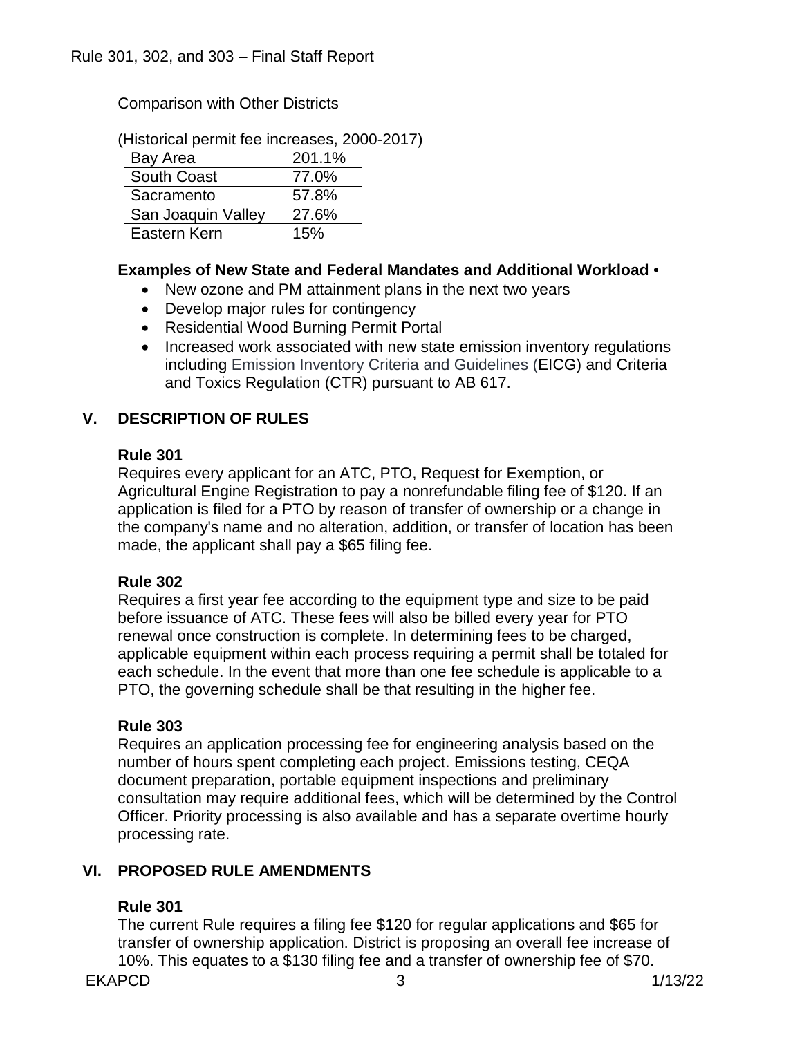Comparison with Other Districts

(Historical permit fee increases, 2000-2017)

| Bay Area | 201.1% |
|---|---|
| South Coast | 77.0% |
| Sacramento | 57.8% |
| San Joaquin Valley | 27.6% |
| Eastern Kern | 15% |

**Examples of New State and Federal Mandates and Additional Workload** •

- New ozone and PM attainment plans in the next two years
- Develop major rules for contingency
- Residential Wood Burning Permit Portal
- Increased work associated with new state emission inventory regulations including Emission Inventory Criteria and Guidelines (EICG) and Criteria and Toxics Regulation (CTR) pursuant to AB 617.

## V. DESCRIPTION OF RULES

### Rule 301

Requires every applicant for an ATC, PTO, Request for Exemption, or Agricultural Engine Registration to pay a nonrefundable filing fee of $120. If an application is filed for a PTO by reason of transfer of ownership or a change in the company's name and no alteration, addition, or transfer of location has been made, the applicant shall pay a $65 filing fee.

### Rule 302

Requires a first year fee according to the equipment type and size to be paid before issuance of ATC. These fees will also be billed every year for PTO renewal once construction is complete. In determining fees to be charged, applicable equipment within each process requiring a permit shall be totaled for each schedule. In the event that more than one fee schedule is applicable to a PTO, the governing schedule shall be that resulting in the higher fee.

### Rule 303

Requires an application processing fee for engineering analysis based on the number of hours spent completing each project. Emissions testing, CEQA document preparation, portable equipment inspections and preliminary consultation may require additional fees, which will be determined by the Control Officer. Priority processing is also available and has a separate overtime hourly processing rate.

## VI. PROPOSED RULE AMENDMENTS

### Rule 301

The current Rule requires a filing fee $120 for regular applications and $65 for transfer of ownership application. District is proposing an overall fee increase of 10%. This equates to a $130 filing fee and a transfer of ownership fee of $70.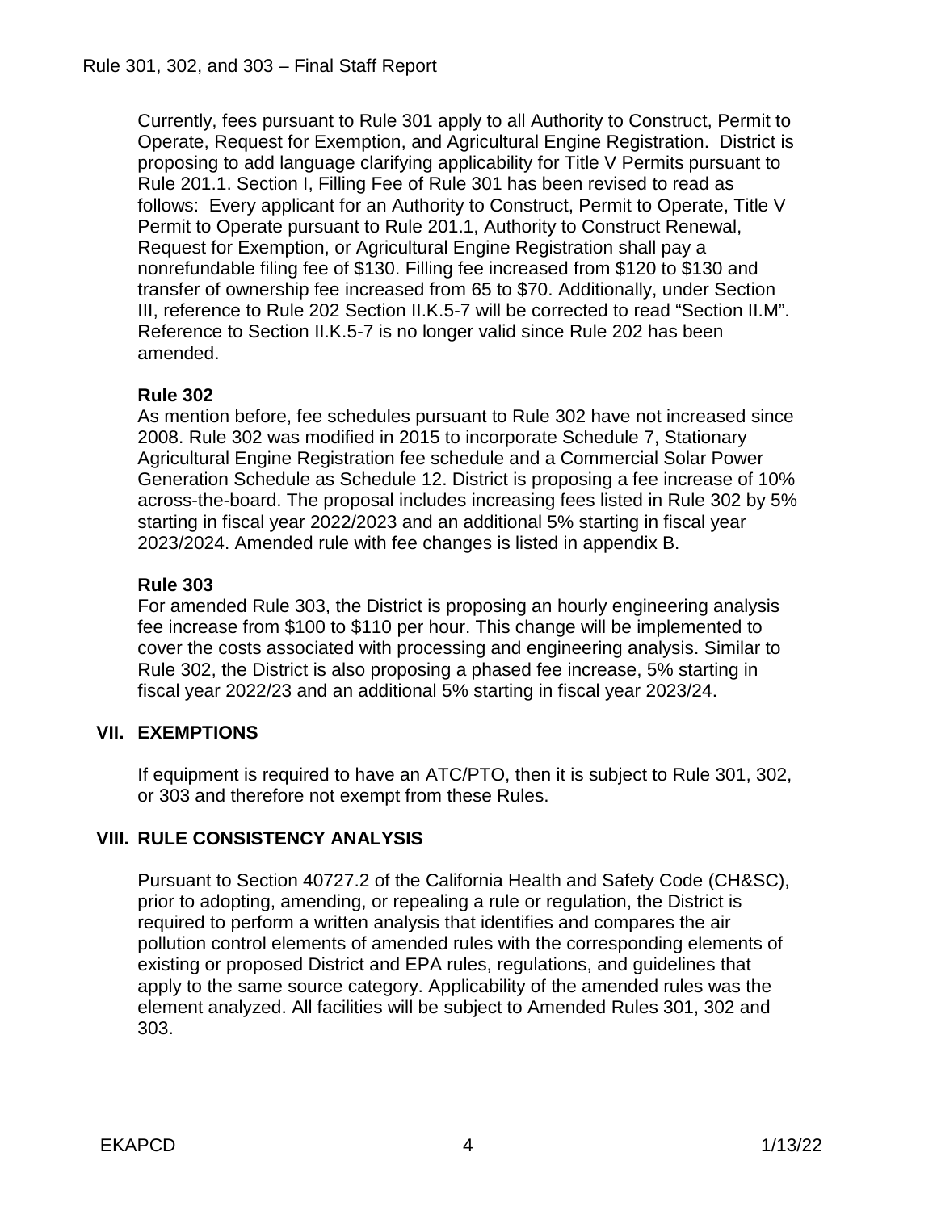Currently, fees pursuant to Rule 301 apply to all Authority to Construct, Permit to Operate, Request for Exemption, and Agricultural Engine Registration. District is proposing to add language clarifying applicability for Title V Permits pursuant to Rule 201.1. Section I, Filling Fee of Rule 301 has been revised to read as follows: Every applicant for an Authority to Construct, Permit to Operate, Title V Permit to Operate pursuant to Rule 201.1, Authority to Construct Renewal, Request for Exemption, or Agricultural Engine Registration shall pay a nonrefundable filing fee of $130. Filling fee increased from $120 to $130 and transfer of ownership fee increased from 65 to $70. Additionally, under Section III, reference to Rule 202 Section II.K.5-7 will be corrected to read "Section II.M". Reference to Section II.K.5-7 is no longer valid since Rule 202 has been amended.

**Rule 302**

As mention before, fee schedules pursuant to Rule 302 have not increased since 2008. Rule 302 was modified in 2015 to incorporate Schedule 7, Stationary Agricultural Engine Registration fee schedule and a Commercial Solar Power Generation Schedule as Schedule 12. District is proposing a fee increase of 10% across-the-board. The proposal includes increasing fees listed in Rule 302 by 5% starting in fiscal year 2022/2023 and an additional 5% starting in fiscal year 2023/2024. Amended rule with fee changes is listed in appendix B.

**Rule 303**

For amended Rule 303, the District is proposing an hourly engineering analysis fee increase from $100 to $110 per hour. This change will be implemented to cover the costs associated with processing and engineering analysis. Similar to Rule 302, the District is also proposing a phased fee increase, 5% starting in fiscal year 2022/23 and an additional 5% starting in fiscal year 2023/24.

## VII. EXEMPTIONS

If equipment is required to have an ATC/PTO, then it is subject to Rule 301, 302, or 303 and therefore not exempt from these Rules.

## VIII. RULE CONSISTENCY ANALYSIS

Pursuant to Section 40727.2 of the California Health and Safety Code (CH&SC), prior to adopting, amending, or repealing a rule or regulation, the District is required to perform a written analysis that identifies and compares the air pollution control elements of amended rules with the corresponding elements of existing or proposed District and EPA rules, regulations, and guidelines that apply to the same source category. Applicability of the amended rules was the element analyzed. All facilities will be subject to Amended Rules 301, 302 and 303.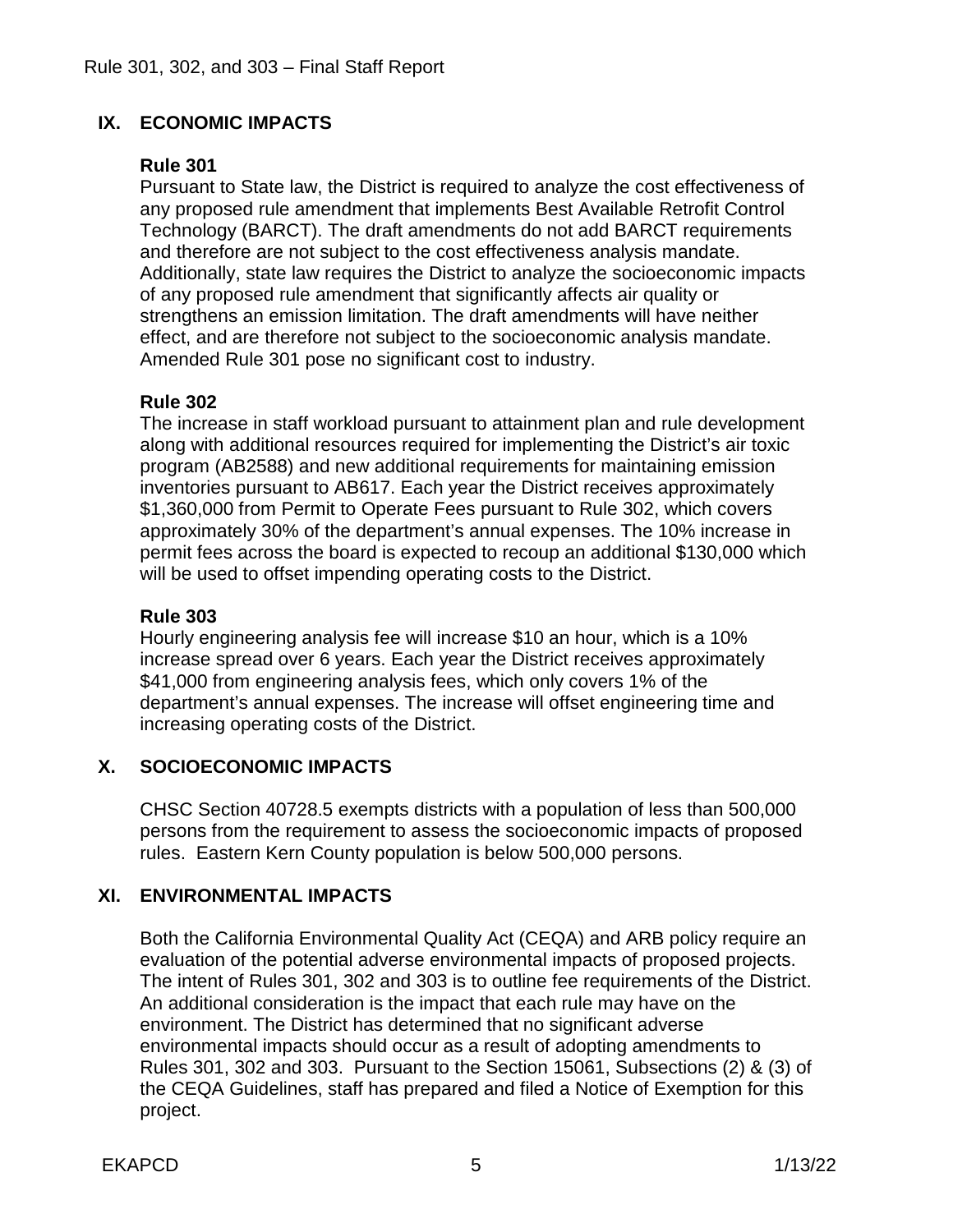## IX. ECONOMIC IMPACTS

### Rule 301

Pursuant to State law, the District is required to analyze the cost effectiveness of any proposed rule amendment that implements Best Available Retrofit Control Technology (BARCT). The draft amendments do not add BARCT requirements and therefore are not subject to the cost effectiveness analysis mandate. Additionally, state law requires the District to analyze the socioeconomic impacts of any proposed rule amendment that significantly affects air quality or strengthens an emission limitation. The draft amendments will have neither effect, and are therefore not subject to the socioeconomic analysis mandate. Amended Rule 301 pose no significant cost to industry.

### Rule 302

The increase in staff workload pursuant to attainment plan and rule development along with additional resources required for implementing the District's air toxic program (AB2588) and new additional requirements for maintaining emission inventories pursuant to AB617. Each year the District receives approximately $1,360,000 from Permit to Operate Fees pursuant to Rule 302, which covers approximately 30% of the department's annual expenses. The 10% increase in permit fees across the board is expected to recoup an additional $130,000 which will be used to offset impending operating costs to the District.

### Rule 303

Hourly engineering analysis fee will increase $10 an hour, which is a 10% increase spread over 6 years. Each year the District receives approximately $41,000 from engineering analysis fees, which only covers 1% of the department's annual expenses. The increase will offset engineering time and increasing operating costs of the District.

## X. SOCIOECONOMIC IMPACTS

CHSC Section 40728.5 exempts districts with a population of less than 500,000 persons from the requirement to assess the socioeconomic impacts of proposed rules. Eastern Kern County population is below 500,000 persons.

## XI. ENVIRONMENTAL IMPACTS

Both the California Environmental Quality Act (CEQA) and ARB policy require an evaluation of the potential adverse environmental impacts of proposed projects. The intent of Rules 301, 302 and 303 is to outline fee requirements of the District. An additional consideration is the impact that each rule may have on the environment. The District has determined that no significant adverse environmental impacts should occur as a result of adopting amendments to Rules 301, 302 and 303. Pursuant to the Section 15061, Subsections (2) & (3) of the CEQA Guidelines, staff has prepared and filed a Notice of Exemption for this project.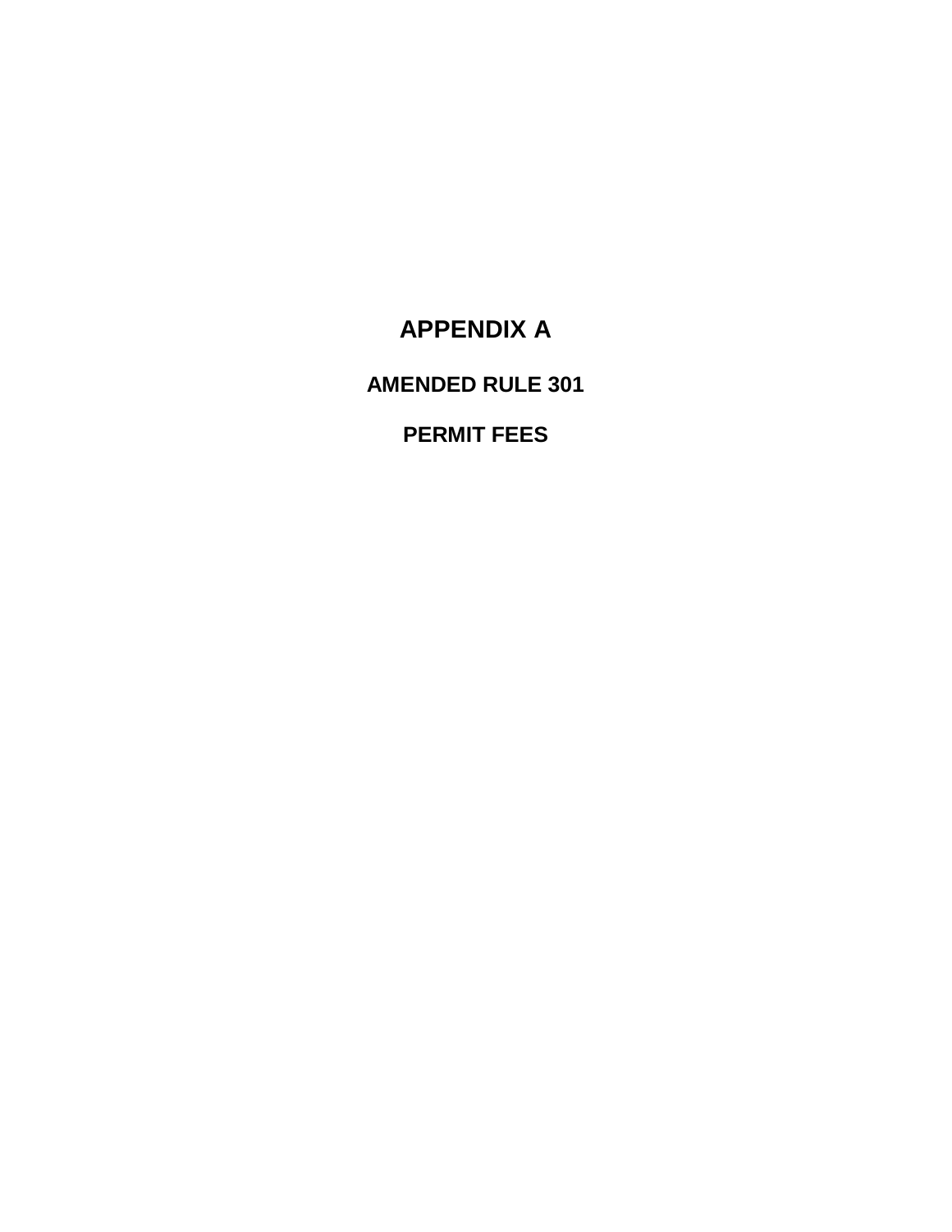# APPENDIX A

## AMENDED RULE 301

## PERMIT FEES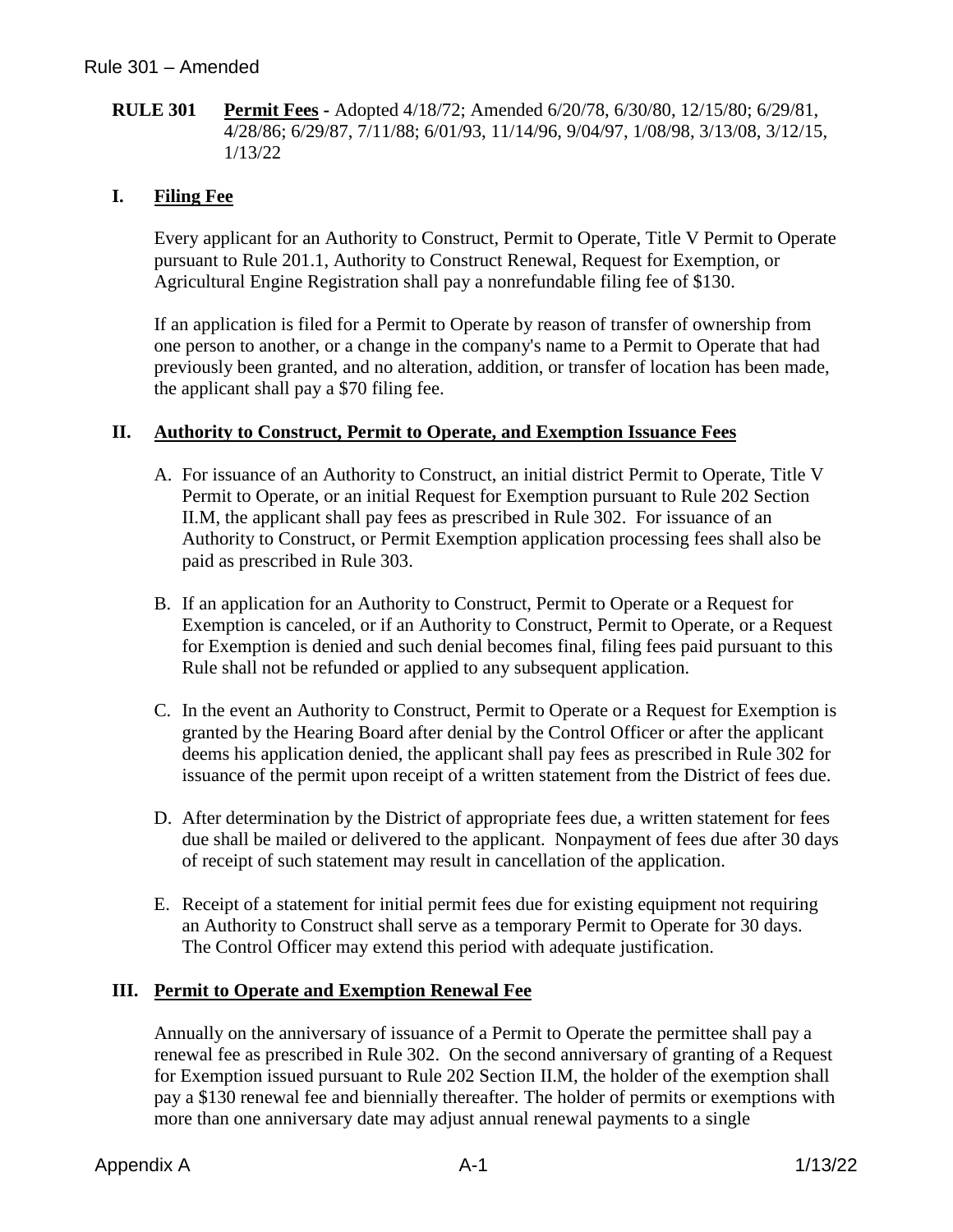**RULE 301 Permit Fees** - Adopted 4/18/72; Amended 6/20/78, 6/30/80, 12/15/80; 6/29/81, 4/28/86; 6/29/87, 7/11/88; 6/01/93, 11/14/96, 9/04/97, 1/08/98, 3/13/08, 3/12/15, 1/13/22

## I. Filing Fee

Every applicant for an Authority to Construct, Permit to Operate, Title V Permit to Operate pursuant to Rule 201.1, Authority to Construct Renewal, Request for Exemption, or Agricultural Engine Registration shall pay a nonrefundable filing fee of $130.

If an application is filed for a Permit to Operate by reason of transfer of ownership from one person to another, or a change in the company's name to a Permit to Operate that had previously been granted, and no alteration, addition, or transfer of location has been made, the applicant shall pay a $70 filing fee.

## II. Authority to Construct, Permit to Operate, and Exemption Issuance Fees

A. For issuance of an Authority to Construct, an initial district Permit to Operate, Title V Permit to Operate, or an initial Request for Exemption pursuant to Rule 202 Section II.M, the applicant shall pay fees as prescribed in Rule 302. For issuance of an Authority to Construct, or Permit Exemption application processing fees shall also be paid as prescribed in Rule 303.

B. If an application for an Authority to Construct, Permit to Operate or a Request for Exemption is canceled, or if an Authority to Construct, Permit to Operate, or a Request for Exemption is denied and such denial becomes final, filing fees paid pursuant to this Rule shall not be refunded or applied to any subsequent application.

C. In the event an Authority to Construct, Permit to Operate or a Request for Exemption is granted by the Hearing Board after denial by the Control Officer or after the applicant deems his application denied, the applicant shall pay fees as prescribed in Rule 302 for issuance of the permit upon receipt of a written statement from the District of fees due.

D. After determination by the District of appropriate fees due, a written statement for fees due shall be mailed or delivered to the applicant. Nonpayment of fees due after 30 days of receipt of such statement may result in cancellation of the application.

E. Receipt of a statement for initial permit fees due for existing equipment not requiring an Authority to Construct shall serve as a temporary Permit to Operate for 30 days. The Control Officer may extend this period with adequate justification.

## III. Permit to Operate and Exemption Renewal Fee

Annually on the anniversary of issuance of a Permit to Operate the permittee shall pay a renewal fee as prescribed in Rule 302. On the second anniversary of granting of a Request for Exemption issued pursuant to Rule 202 Section II.M, the holder of the exemption shall pay a $130 renewal fee and biennially thereafter. The holder of permits or exemptions with more than one anniversary date may adjust annual renewal payments to a single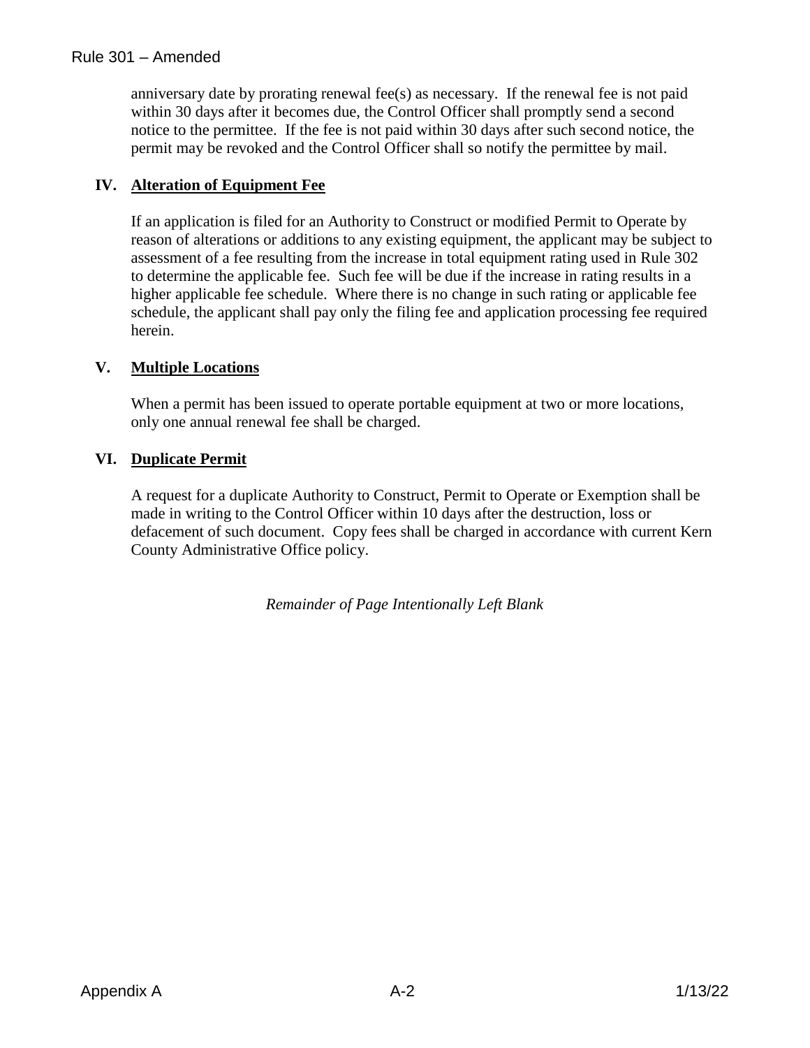anniversary date by prorating renewal fee(s) as necessary. If the renewal fee is not paid within 30 days after it becomes due, the Control Officer shall promptly send a second notice to the permittee. If the fee is not paid within 30 days after such second notice, the permit may be revoked and the Control Officer shall so notify the permittee by mail.

## IV. Alteration of Equipment Fee

If an application is filed for an Authority to Construct or modified Permit to Operate by reason of alterations or additions to any existing equipment, the applicant may be subject to assessment of a fee resulting from the increase in total equipment rating used in Rule 302 to determine the applicable fee. Such fee will be due if the increase in rating results in a higher applicable fee schedule. Where there is no change in such rating or applicable fee schedule, the applicant shall pay only the filing fee and application processing fee required herein.

## V. Multiple Locations

When a permit has been issued to operate portable equipment at two or more locations, only one annual renewal fee shall be charged.

## VI. Duplicate Permit

A request for a duplicate Authority to Construct, Permit to Operate or Exemption shall be made in writing to the Control Officer within 10 days after the destruction, loss or defacement of such document. Copy fees shall be charged in accordance with current Kern County Administrative Office policy.

*Remainder of Page Intentionally Left Blank*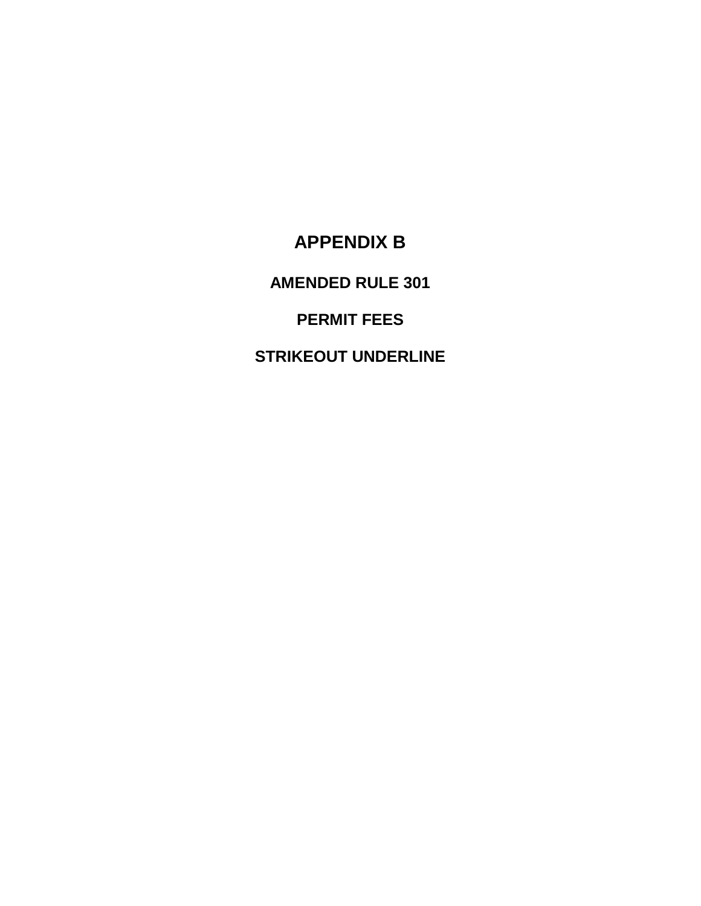# APPENDIX B

## AMENDED RULE 301

## PERMIT FEES

## STRIKEOUT UNDERLINE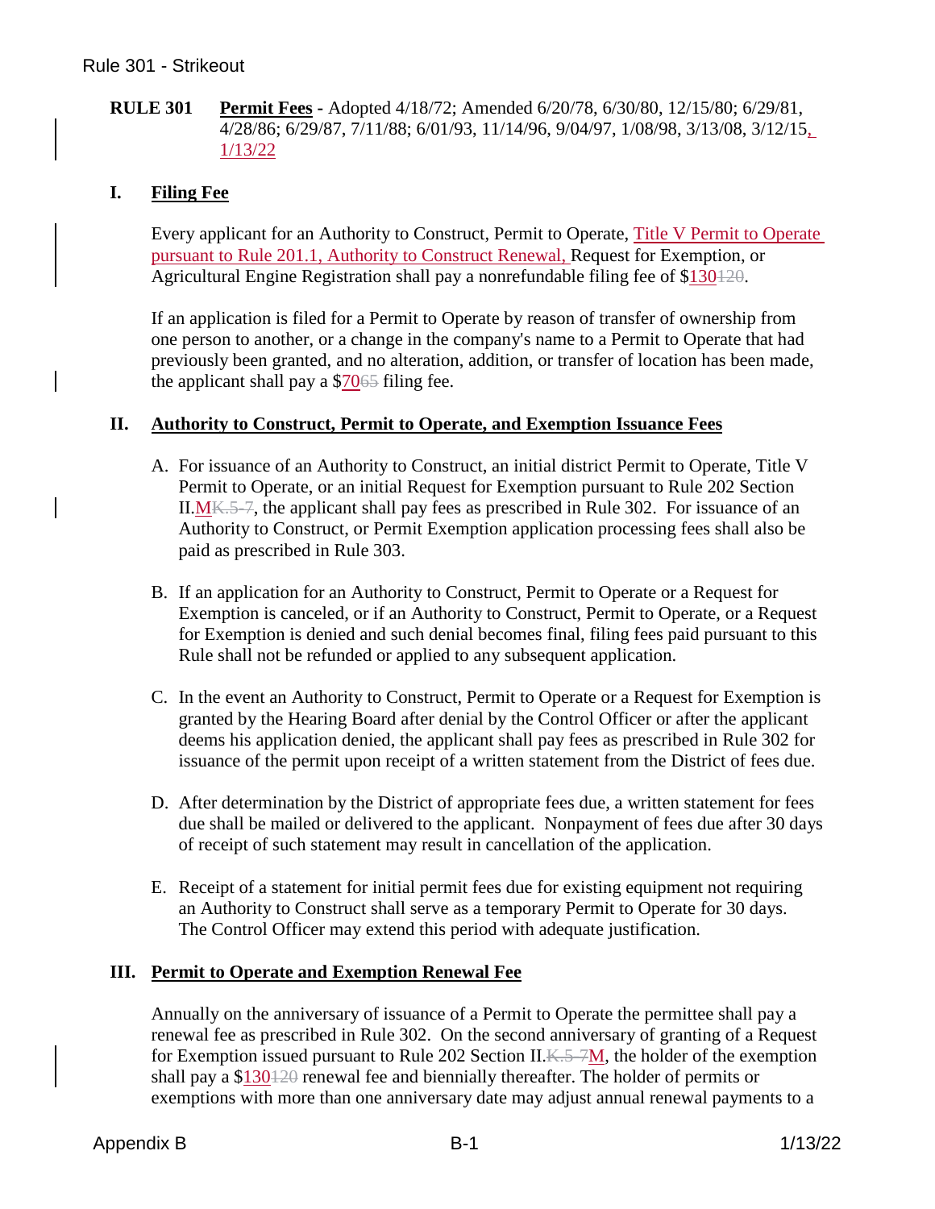**RULE 301 Permit Fees** - Adopted 4/18/72; Amended 6/20/78, 6/30/80, 12/15/80; 6/29/81, 4/28/86; 6/29/87, 7/11/88; 6/01/93, 11/14/96, 9/04/97, 1/08/98, 3/13/08, 3/12/15, 1/13/22

## I. Filing Fee

Every applicant for an Authority to Construct, Permit to Operate, Title V Permit to Operate pursuant to Rule 201.1, Authority to Construct Renewal, Request for Exemption, or Agricultural Engine Registration shall pay a nonrefundable filing fee of $130~~120~~.

If an application is filed for a Permit to Operate by reason of transfer of ownership from one person to another, or a change in the company's name to a Permit to Operate that had previously been granted, and no alteration, addition, or transfer of location has been made, the applicant shall pay a $70~~65~~ filing fee.

## II. Authority to Construct, Permit to Operate, and Exemption Issuance Fees

A. For issuance of an Authority to Construct, an initial district Permit to Operate, Title V Permit to Operate, or an initial Request for Exemption pursuant to Rule 202 Section II.M~~K.5-7~~, the applicant shall pay fees as prescribed in Rule 302. For issuance of an Authority to Construct, or Permit Exemption application processing fees shall also be paid as prescribed in Rule 303.

B. If an application for an Authority to Construct, Permit to Operate or a Request for Exemption is canceled, or if an Authority to Construct, Permit to Operate, or a Request for Exemption is denied and such denial becomes final, filing fees paid pursuant to this Rule shall not be refunded or applied to any subsequent application.

C. In the event an Authority to Construct, Permit to Operate or a Request for Exemption is granted by the Hearing Board after denial by the Control Officer or after the applicant deems his application denied, the applicant shall pay fees as prescribed in Rule 302 for issuance of the permit upon receipt of a written statement from the District of fees due.

D. After determination by the District of appropriate fees due, a written statement for fees due shall be mailed or delivered to the applicant. Nonpayment of fees due after 30 days of receipt of such statement may result in cancellation of the application.

E. Receipt of a statement for initial permit fees due for existing equipment not requiring an Authority to Construct shall serve as a temporary Permit to Operate for 30 days. The Control Officer may extend this period with adequate justification.

## III. Permit to Operate and Exemption Renewal Fee

Annually on the anniversary of issuance of a Permit to Operate the permittee shall pay a renewal fee as prescribed in Rule 302. On the second anniversary of granting of a Request for Exemption issued pursuant to Rule 202 Section II.~~K.5-7~~M, the holder of the exemption shall pay a $130~~120~~ renewal fee and biennially thereafter. The holder of permits or exemptions with more than one anniversary date may adjust annual renewal payments to a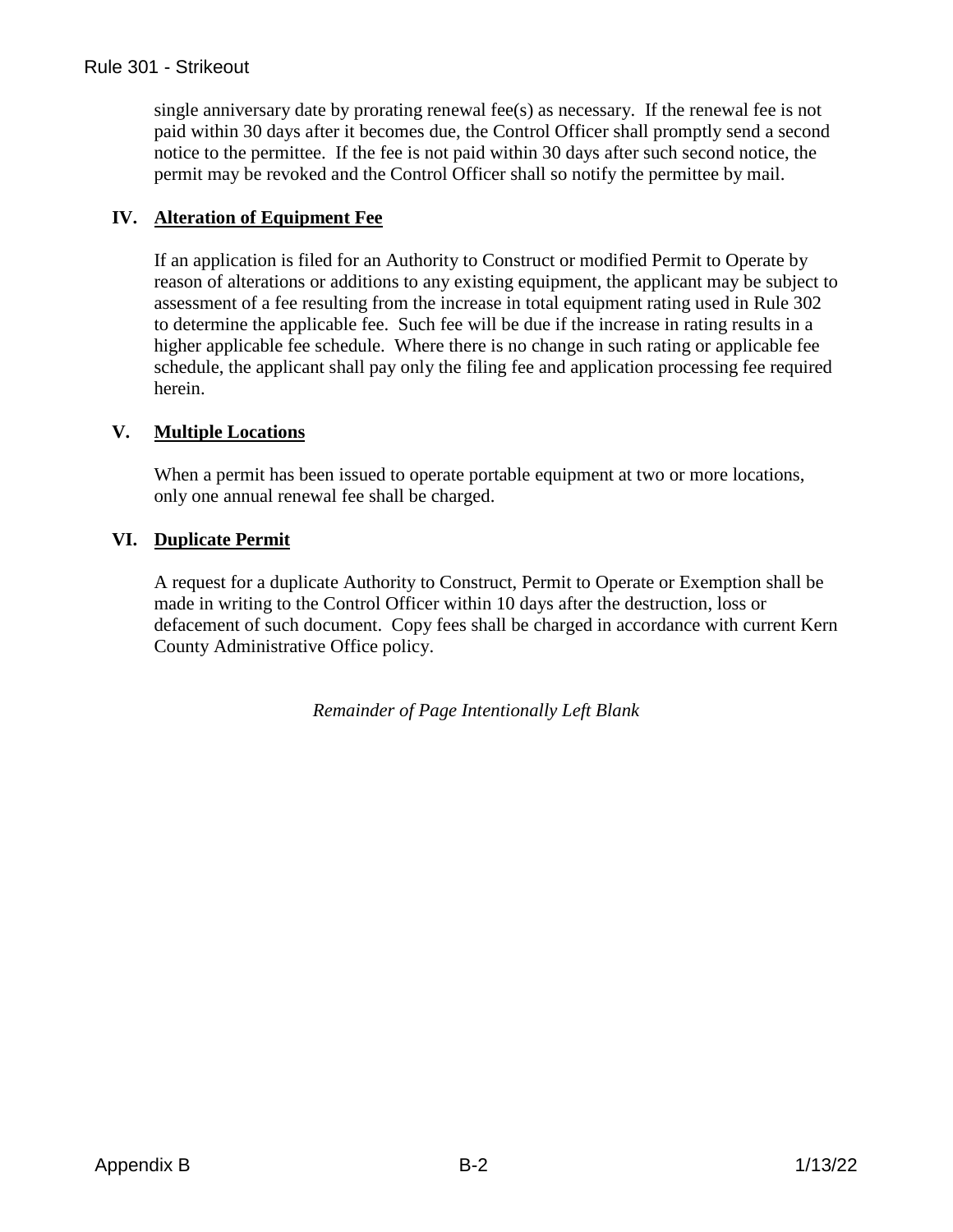single anniversary date by prorating renewal fee(s) as necessary. If the renewal fee is not paid within 30 days after it becomes due, the Control Officer shall promptly send a second notice to the permittee. If the fee is not paid within 30 days after such second notice, the permit may be revoked and the Control Officer shall so notify the permittee by mail.

## IV. Alteration of Equipment Fee

If an application is filed for an Authority to Construct or modified Permit to Operate by reason of alterations or additions to any existing equipment, the applicant may be subject to assessment of a fee resulting from the increase in total equipment rating used in Rule 302 to determine the applicable fee. Such fee will be due if the increase in rating results in a higher applicable fee schedule. Where there is no change in such rating or applicable fee schedule, the applicant shall pay only the filing fee and application processing fee required herein.

## V. Multiple Locations

When a permit has been issued to operate portable equipment at two or more locations, only one annual renewal fee shall be charged.

## VI. Duplicate Permit

A request for a duplicate Authority to Construct, Permit to Operate or Exemption shall be made in writing to the Control Officer within 10 days after the destruction, loss or defacement of such document. Copy fees shall be charged in accordance with current Kern County Administrative Office policy.

*Remainder of Page Intentionally Left Blank*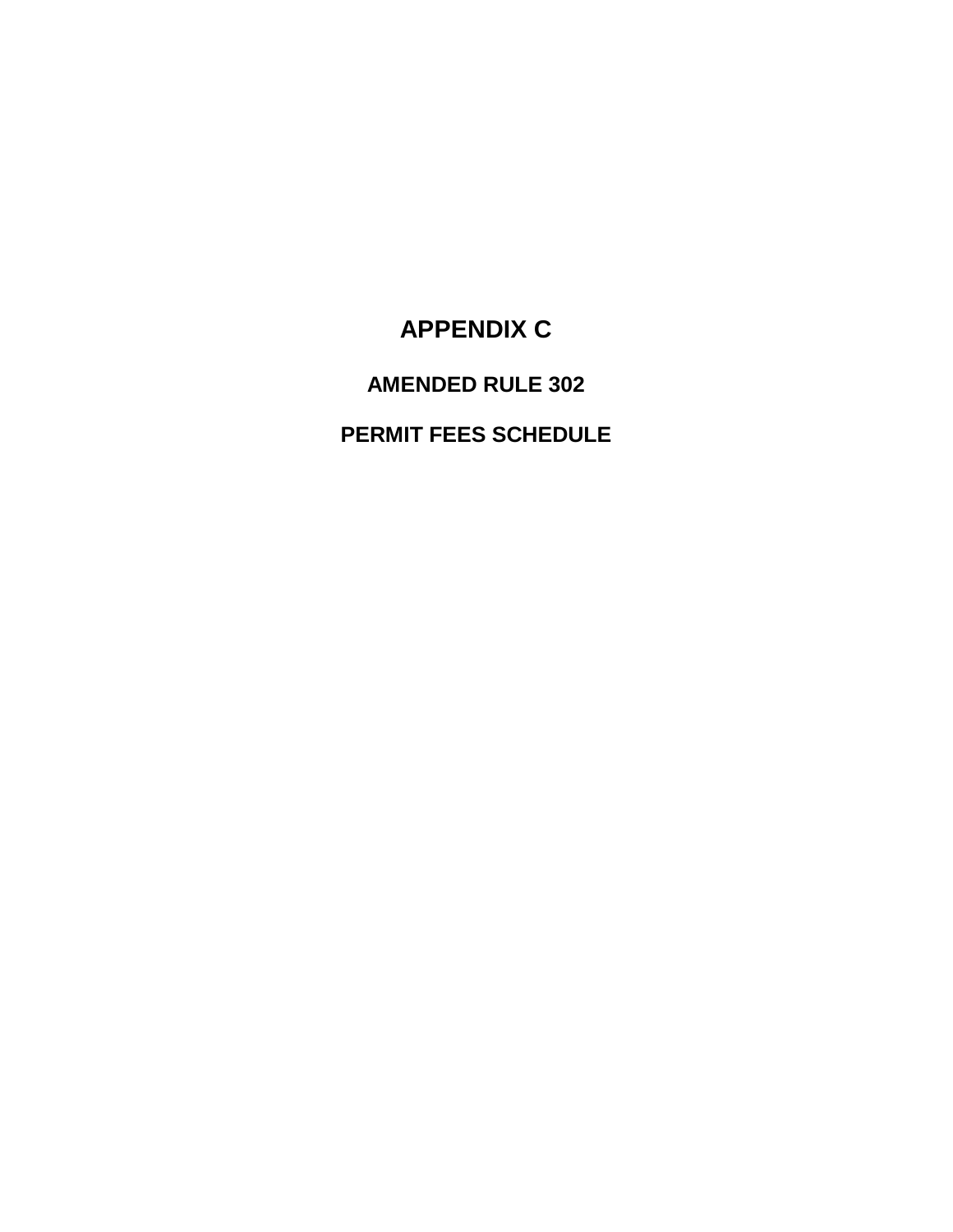# APPENDIX C

## AMENDED RULE 302

## PERMIT FEES SCHEDULE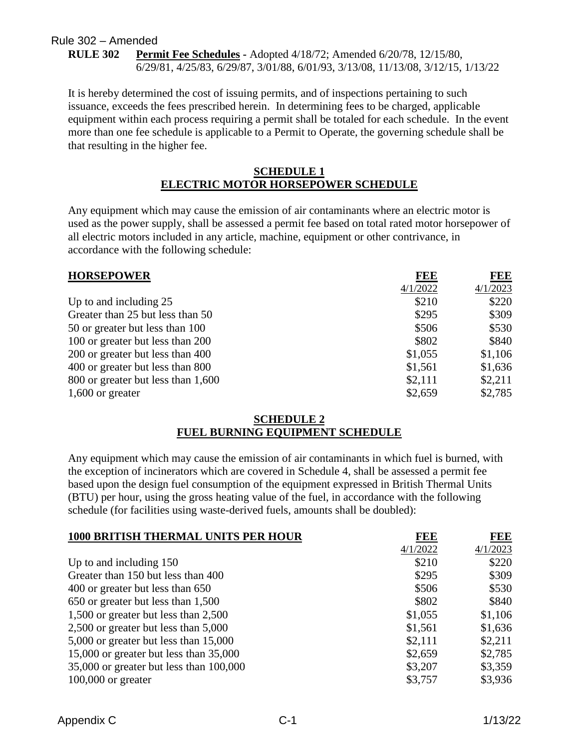Rule 302 – Amended

**RULE 302** **Permit Fee Schedules** - Adopted 4/18/72; Amended 6/20/78, 12/15/80, 6/29/81, 4/25/83, 6/29/87, 3/01/88, 6/01/93, 3/13/08, 11/13/08, 3/12/15, 1/13/22

It is hereby determined the cost of issuing permits, and of inspections pertaining to such issuance, exceeds the fees prescribed herein. In determining fees to be charged, applicable equipment within each process requiring a permit shall be totaled for each schedule. In the event more than one fee schedule is applicable to a Permit to Operate, the governing schedule shall be that resulting in the higher fee.

## SCHEDULE 1
## ELECTRIC MOTOR HORSEPOWER SCHEDULE

Any equipment which may cause the emission of air contaminants where an electric motor is used as the power supply, shall be assessed a permit fee based on total rated motor horsepower of all electric motors included in any article, machine, equipment or other contrivance, in accordance with the following schedule:

| HORSEPOWER | FEE 4/1/2022 | FEE 4/1/2023 |
|---|---|---|
| Up to and including 25 | $210 | $220 |
| Greater than 25 but less than 50 | $295 | $309 |
| 50 or greater but less than 100 | $506 | $530 |
| 100 or greater but less than 200 | $802 | $840 |
| 200 or greater but less than 400 | $1,055 | $1,106 |
| 400 or greater but less than 800 | $1,561 | $1,636 |
| 800 or greater but less than 1,600 | $2,111 | $2,211 |
| 1,600 or greater | $2,659 | $2,785 |

## SCHEDULE 2
## FUEL BURNING EQUIPMENT SCHEDULE

Any equipment which may cause the emission of air contaminants in which fuel is burned, with the exception of incinerators which are covered in Schedule 4, shall be assessed a permit fee based upon the design fuel consumption of the equipment expressed in British Thermal Units (BTU) per hour, using the gross heating value of the fuel, in accordance with the following schedule (for facilities using waste-derived fuels, amounts shall be doubled):

| 1000 BRITISH THERMAL UNITS PER HOUR | FEE 4/1/2022 | FEE 4/1/2023 |
|---|---|---|
| Up to and including 150 | $210 | $220 |
| Greater than 150 but less than 400 | $295 | $309 |
| 400 or greater but less than 650 | $506 | $530 |
| 650 or greater but less than 1,500 | $802 | $840 |
| 1,500 or greater but less than 2,500 | $1,055 | $1,106 |
| 2,500 or greater but less than 5,000 | $1,561 | $1,636 |
| 5,000 or greater but less than 15,000 | $2,111 | $2,211 |
| 15,000 or greater but less than 35,000 | $2,659 | $2,785 |
| 35,000 or greater but less than 100,000 | $3,207 | $3,359 |
| 100,000 or greater | $3,757 | $3,936 |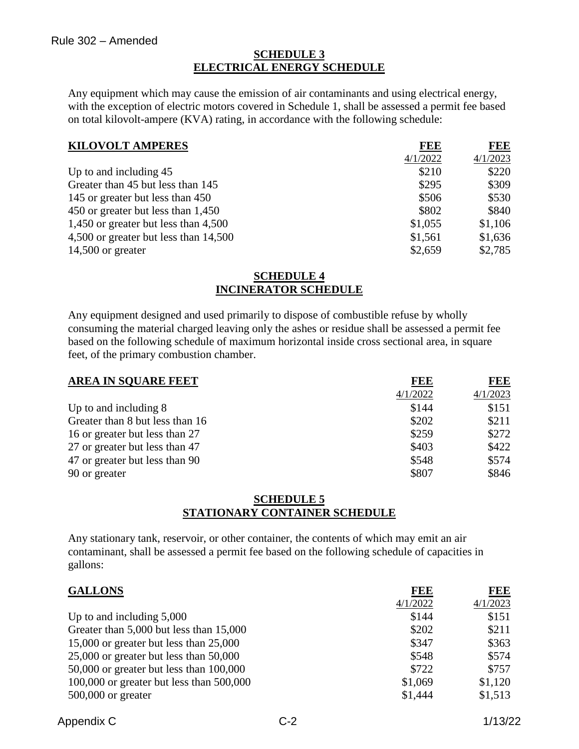## SCHEDULE 3
## ELECTRICAL ENERGY SCHEDULE

Any equipment which may cause the emission of air contaminants and using electrical energy, with the exception of electric motors covered in Schedule 1, shall be assessed a permit fee based on total kilovolt-ampere (KVA) rating, in accordance with the following schedule:

| KILOVOLT AMPERES | FEE 4/1/2022 | FEE 4/1/2023 |
|---|---|---|
| Up to and including 45 | $210 | $220 |
| Greater than 45 but less than 145 | $295 | $309 |
| 145 or greater but less than 450 | $506 | $530 |
| 450 or greater but less than 1,450 | $802 | $840 |
| 1,450 or greater but less than 4,500 | $1,055 | $1,106 |
| 4,500 or greater but less than 14,500 | $1,561 | $1,636 |
| 14,500 or greater | $2,659 | $2,785 |

## SCHEDULE 4
## INCINERATOR SCHEDULE

Any equipment designed and used primarily to dispose of combustible refuse by wholly consuming the material charged leaving only the ashes or residue shall be assessed a permit fee based on the following schedule of maximum horizontal inside cross sectional area, in square feet, of the primary combustion chamber.

| AREA IN SQUARE FEET | FEE 4/1/2022 | FEE 4/1/2023 |
|---|---|---|
| Up to and including 8 | $144 | $151 |
| Greater than 8 but less than 16 | $202 | $211 |
| 16 or greater but less than 27 | $259 | $272 |
| 27 or greater but less than 47 | $403 | $422 |
| 47 or greater but less than 90 | $548 | $574 |
| 90 or greater | $807 | $846 |

## SCHEDULE 5
## STATIONARY CONTAINER SCHEDULE

Any stationary tank, reservoir, or other container, the contents of which may emit an air contaminant, shall be assessed a permit fee based on the following schedule of capacities in gallons:

| GALLONS | FEE 4/1/2022 | FEE 4/1/2023 |
|---|---|---|
| Up to and including 5,000 | $144 | $151 |
| Greater than 5,000 but less than 15,000 | $202 | $211 |
| 15,000 or greater but less than 25,000 | $347 | $363 |
| 25,000 or greater but less than 50,000 | $548 | $574 |
| 50,000 or greater but less than 100,000 | $722 | $757 |
| 100,000 or greater but less than 500,000 | $1,069 | $1,120 |
| 500,000 or greater | $1,444 | $1,513 |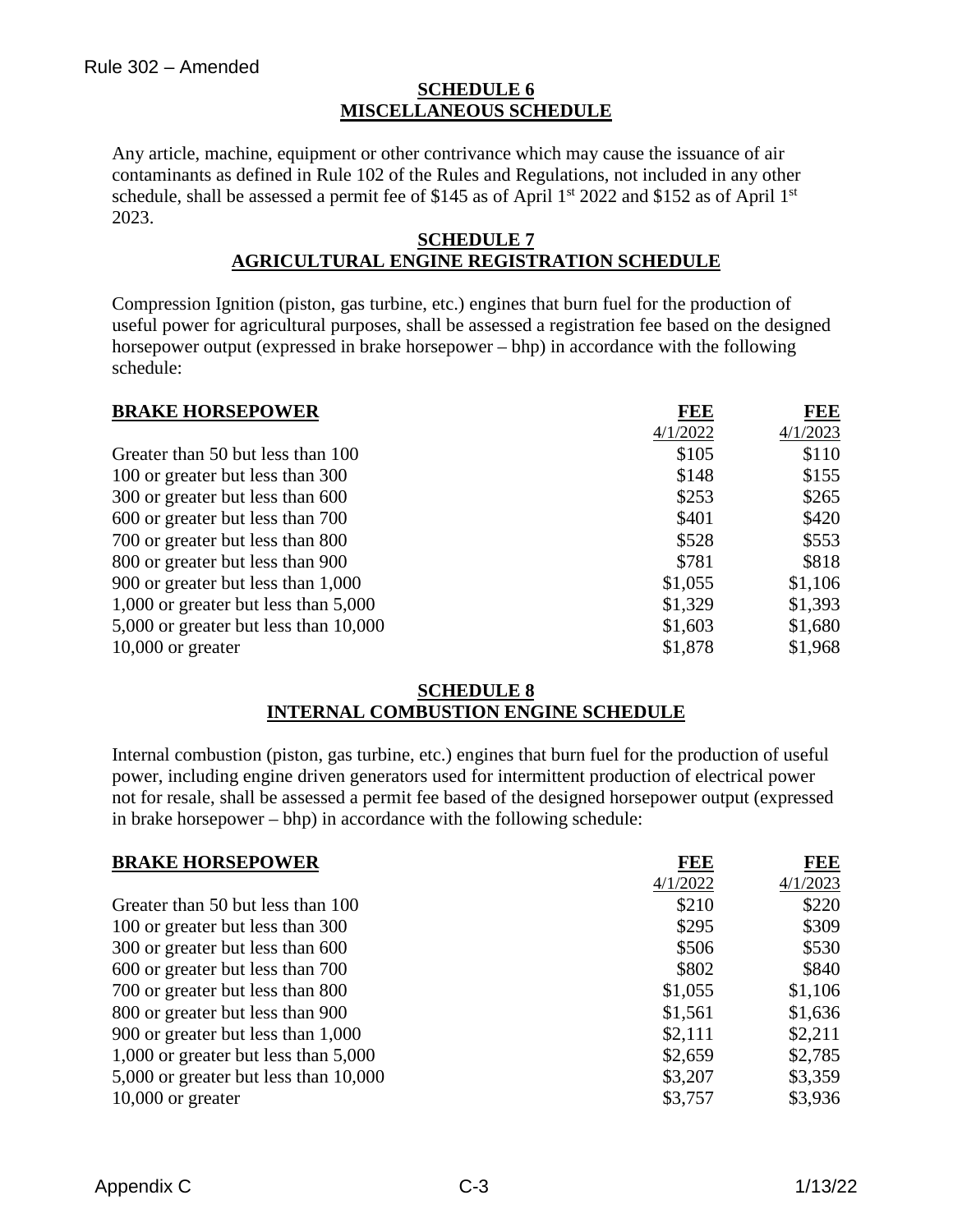## SCHEDULE 6
## MISCELLANEOUS SCHEDULE

Any article, machine, equipment or other contrivance which may cause the issuance of air contaminants as defined in Rule 102 of the Rules and Regulations, not included in any other schedule, shall be assessed a permit fee of $145 as of April 1st 2022 and $152 as of April 1st 2023.

## SCHEDULE 7
## AGRICULTURAL ENGINE REGISTRATION SCHEDULE

Compression Ignition (piston, gas turbine, etc.) engines that burn fuel for the production of useful power for agricultural purposes, shall be assessed a registration fee based on the designed horsepower output (expressed in brake horsepower – bhp) in accordance with the following schedule:

| BRAKE HORSEPOWER | FEE 4/1/2022 | FEE 4/1/2023 |
|---|---|---|
| Greater than 50 but less than 100 | $105 | $110 |
| 100 or greater but less than 300 | $148 | $155 |
| 300 or greater but less than 600 | $253 | $265 |
| 600 or greater but less than 700 | $401 | $420 |
| 700 or greater but less than 800 | $528 | $553 |
| 800 or greater but less than 900 | $781 | $818 |
| 900 or greater but less than 1,000 | $1,055 | $1,106 |
| 1,000 or greater but less than 5,000 | $1,329 | $1,393 |
| 5,000 or greater but less than 10,000 | $1,603 | $1,680 |
| 10,000 or greater | $1,878 | $1,968 |

## SCHEDULE 8
## INTERNAL COMBUSTION ENGINE SCHEDULE

Internal combustion (piston, gas turbine, etc.) engines that burn fuel for the production of useful power, including engine driven generators used for intermittent production of electrical power not for resale, shall be assessed a permit fee based of the designed horsepower output (expressed in brake horsepower – bhp) in accordance with the following schedule:

| BRAKE HORSEPOWER | FEE 4/1/2022 | FEE 4/1/2023 |
|---|---|---|
| Greater than 50 but less than 100 | $210 | $220 |
| 100 or greater but less than 300 | $295 | $309 |
| 300 or greater but less than 600 | $506 | $530 |
| 600 or greater but less than 700 | $802 | $840 |
| 700 or greater but less than 800 | $1,055 | $1,106 |
| 800 or greater but less than 900 | $1,561 | $1,636 |
| 900 or greater but less than 1,000 | $2,111 | $2,211 |
| 1,000 or greater but less than 5,000 | $2,659 | $2,785 |
| 5,000 or greater but less than 10,000 | $3,207 | $3,359 |
| 10,000 or greater | $3,757 | $3,936 |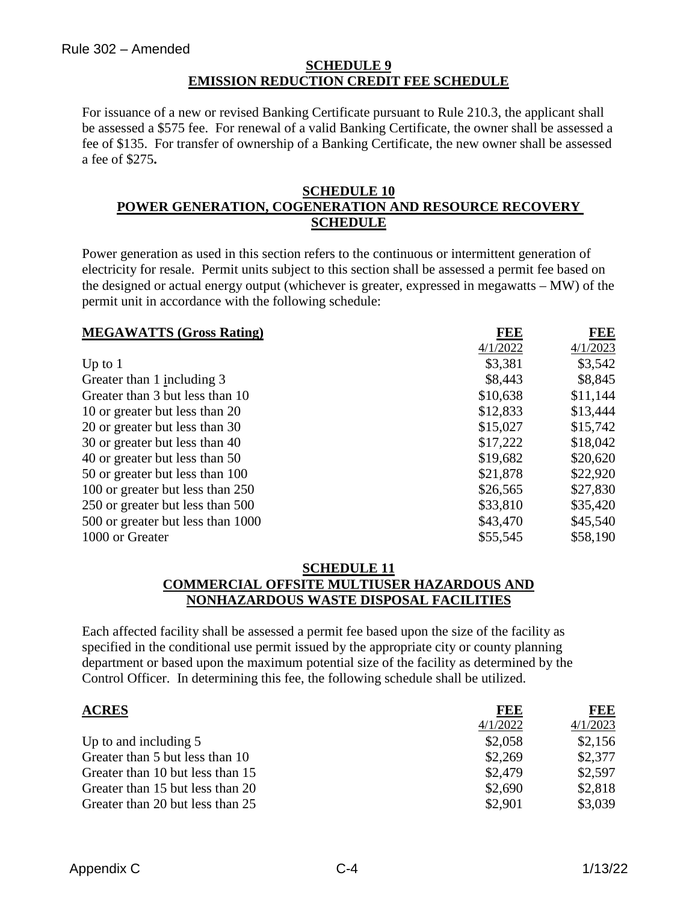Rule 302 – Amended

## SCHEDULE 9
## EMISSION REDUCTION CREDIT FEE SCHEDULE

For issuance of a new or revised Banking Certificate pursuant to Rule 210.3, the applicant shall be assessed a $575 fee. For renewal of a valid Banking Certificate, the owner shall be assessed a fee of $135. For transfer of ownership of a Banking Certificate, the new owner shall be assessed a fee of $275**.**

## SCHEDULE 10
## POWER GENERATION, COGENERATION AND RESOURCE RECOVERY SCHEDULE

Power generation as used in this section refers to the continuous or intermittent generation of electricity for resale. Permit units subject to this section shall be assessed a permit fee based on the designed or actual energy output (whichever is greater, expressed in megawatts – MW) of the permit unit in accordance with the following schedule:

| MEGAWATTS (Gross Rating) | FEE<br>4/1/2022 | FEE<br>4/1/2023 |
|---|---|---|
| Up to 1 | $3,381 | $3,542 |
| Greater than 1 including 3 | $8,443 | $8,845 |
| Greater than 3 but less than 10 | $10,638 | $11,144 |
| 10 or greater but less than 20 | $12,833 | $13,444 |
| 20 or greater but less than 30 | $15,027 | $15,742 |
| 30 or greater but less than 40 | $17,222 | $18,042 |
| 40 or greater but less than 50 | $19,682 | $20,620 |
| 50 or greater but less than 100 | $21,878 | $22,920 |
| 100 or greater but less than 250 | $26,565 | $27,830 |
| 250 or greater but less than 500 | $33,810 | $35,420 |
| 500 or greater but less than 1000 | $43,470 | $45,540 |
| 1000 or Greater | $55,545 | $58,190 |

## SCHEDULE 11
## COMMERCIAL OFFSITE MULTIUSER HAZARDOUS AND NONHAZARDOUS WASTE DISPOSAL FACILITIES

Each affected facility shall be assessed a permit fee based upon the size of the facility as specified in the conditional use permit issued by the appropriate city or county planning department or based upon the maximum potential size of the facility as determined by the Control Officer. In determining this fee, the following schedule shall be utilized.

| ACRES | FEE<br>4/1/2022 | FEE<br>4/1/2023 |
|---|---|---|
| Up to and including 5 | $2,058 | $2,156 |
| Greater than 5 but less than 10 | $2,269 | $2,377 |
| Greater than 10 but less than 15 | $2,479 | $2,597 |
| Greater than 15 but less than 20 | $2,690 | $2,818 |
| Greater than 20 but less than 25 | $2,901 | $3,039 |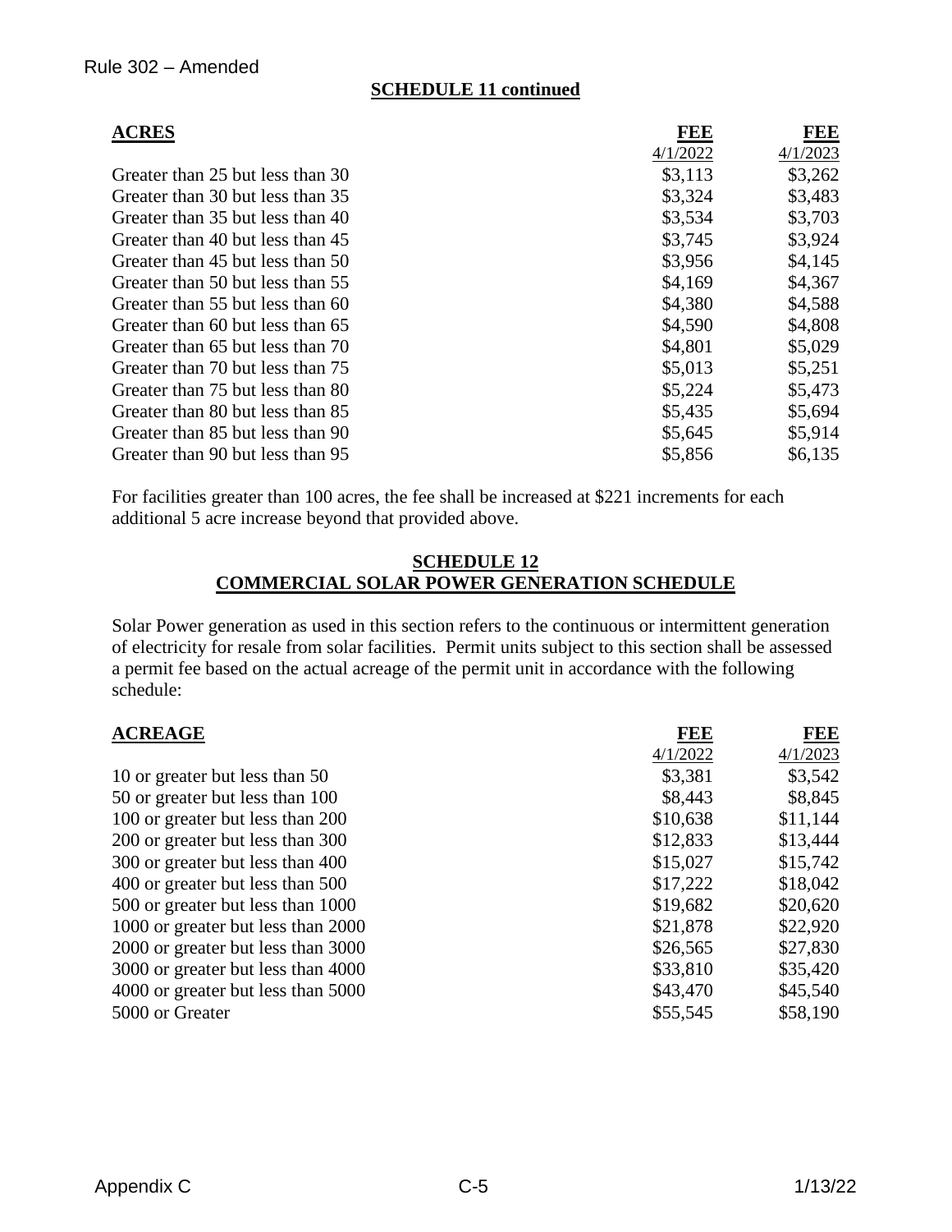Rule 302 – Amended

**SCHEDULE 11 continued**

| ACRES | FEE 4/1/2022 | FEE 4/1/2023 |
|---|---|---|
| Greater than 25 but less than 30 | $3,113 | $3,262 |
| Greater than 30 but less than 35 | $3,324 | $3,483 |
| Greater than 35 but less than 40 | $3,534 | $3,703 |
| Greater than 40 but less than 45 | $3,745 | $3,924 |
| Greater than 45 but less than 50 | $3,956 | $4,145 |
| Greater than 50 but less than 55 | $4,169 | $4,367 |
| Greater than 55 but less than 60 | $4,380 | $4,588 |
| Greater than 60 but less than 65 | $4,590 | $4,808 |
| Greater than 65 but less than 70 | $4,801 | $5,029 |
| Greater than 70 but less than 75 | $5,013 | $5,251 |
| Greater than 75 but less than 80 | $5,224 | $5,473 |
| Greater than 80 but less than 85 | $5,435 | $5,694 |
| Greater than 85 but less than 90 | $5,645 | $5,914 |
| Greater than 90 but less than 95 | $5,856 | $6,135 |

For facilities greater than 100 acres, the fee shall be increased at $221 increments for each additional 5 acre increase beyond that provided above.

**SCHEDULE 12**
**COMMERCIAL SOLAR POWER GENERATION SCHEDULE**

Solar Power generation as used in this section refers to the continuous or intermittent generation of electricity for resale from solar facilities. Permit units subject to this section shall be assessed a permit fee based on the actual acreage of the permit unit in accordance with the following schedule:

| ACREAGE | FEE 4/1/2022 | FEE 4/1/2023 |
|---|---|---|
| 10 or greater but less than 50 | $3,381 | $3,542 |
| 50 or greater but less than 100 | $8,443 | $8,845 |
| 100 or greater but less than 200 | $10,638 | $11,144 |
| 200 or greater but less than 300 | $12,833 | $13,444 |
| 300 or greater but less than 400 | $15,027 | $15,742 |
| 400 or greater but less than 500 | $17,222 | $18,042 |
| 500 or greater but less than 1000 | $19,682 | $20,620 |
| 1000 or greater but less than 2000 | $21,878 | $22,920 |
| 2000 or greater but less than 3000 | $26,565 | $27,830 |
| 3000 or greater but less than 4000 | $33,810 | $35,420 |
| 4000 or greater but less than 5000 | $43,470 | $45,540 |
| 5000 or Greater | $55,545 | $58,190 |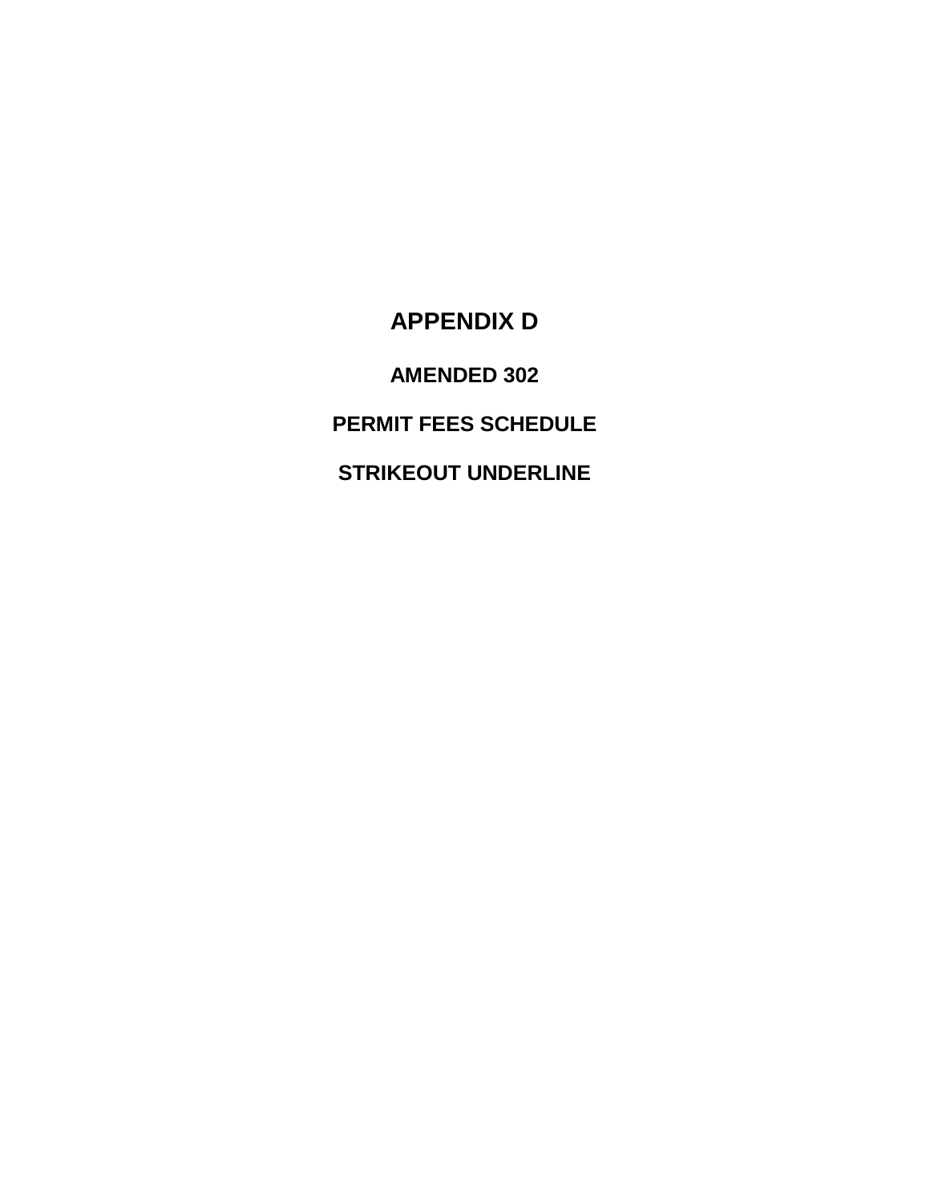# APPENDIX D

## AMENDED 302

## PERMIT FEES SCHEDULE

## STRIKEOUT UNDERLINE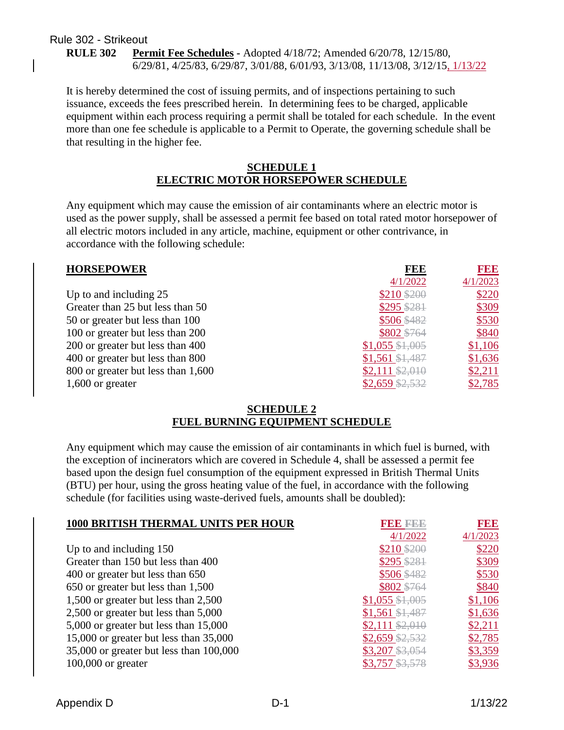Rule 302 - Strikeout

**RULE 302 Permit Fee Schedules** - Adopted 4/18/72; Amended 6/20/78, 12/15/80, 6/29/81, 4/25/83, 6/29/87, 3/01/88, 6/01/93, 3/13/08, 11/13/08, 3/12/15, 1/13/22

It is hereby determined the cost of issuing permits, and of inspections pertaining to such issuance, exceeds the fees prescribed herein. In determining fees to be charged, applicable equipment within each process requiring a permit shall be totaled for each schedule. In the event more than one fee schedule is applicable to a Permit to Operate, the governing schedule shall be that resulting in the higher fee.

## SCHEDULE 1
## ELECTRIC MOTOR HORSEPOWER SCHEDULE

Any equipment which may cause the emission of air contaminants where an electric motor is used as the power supply, shall be assessed a permit fee based on total rated motor horsepower of all electric motors included in any article, machine, equipment or other contrivance, in accordance with the following schedule:

| HORSEPOWER | FEE 4/1/2022 | FEE 4/1/2023 |
|---|---|---|
| Up to and including 25 | $210 ~~$200~~ | $220 |
| Greater than 25 but less than 50 | $295 ~~$281~~ | $309 |
| 50 or greater but less than 100 | $506 ~~$482~~ | $530 |
| 100 or greater but less than 200 | $802 ~~$764~~ | $840 |
| 200 or greater but less than 400 | $1,055 ~~$1,005~~ | $1,106 |
| 400 or greater but less than 800 | $1,561 ~~$1,487~~ | $1,636 |
| 800 or greater but less than 1,600 | $2,111 ~~$2,010~~ | $2,211 |
| 1,600 or greater | $2,659 ~~$2,532~~ | $2,785 |

## SCHEDULE 2
## FUEL BURNING EQUIPMENT SCHEDULE

Any equipment which may cause the emission of air contaminants in which fuel is burned, with the exception of incinerators which are covered in Schedule 4, shall be assessed a permit fee based upon the design fuel consumption of the equipment expressed in British Thermal Units (BTU) per hour, using the gross heating value of the fuel, in accordance with the following schedule (for facilities using waste-derived fuels, amounts shall be doubled):

| 1000 BRITISH THERMAL UNITS PER HOUR | FEE ~~FEE~~ 4/1/2022 | FEE 4/1/2023 |
|---|---|---|
| Up to and including 150 | $210 ~~$200~~ | $220 |
| Greater than 150 but less than 400 | $295 ~~$281~~ | $309 |
| 400 or greater but less than 650 | $506 ~~$482~~ | $530 |
| 650 or greater but less than 1,500 | $802 ~~$764~~ | $840 |
| 1,500 or greater but less than 2,500 | $1,055 ~~$1,005~~ | $1,106 |
| 2,500 or greater but less than 5,000 | $1,561 ~~$1,487~~ | $1,636 |
| 5,000 or greater but less than 15,000 | $2,111 ~~$2,010~~ | $2,211 |
| 15,000 or greater but less than 35,000 | $2,659 ~~$2,532~~ | $2,785 |
| 35,000 or greater but less than 100,000 | $3,207 ~~$3,054~~ | $3,359 |
| 100,000 or greater | $3,757 ~~$3,578~~ | $3,936 |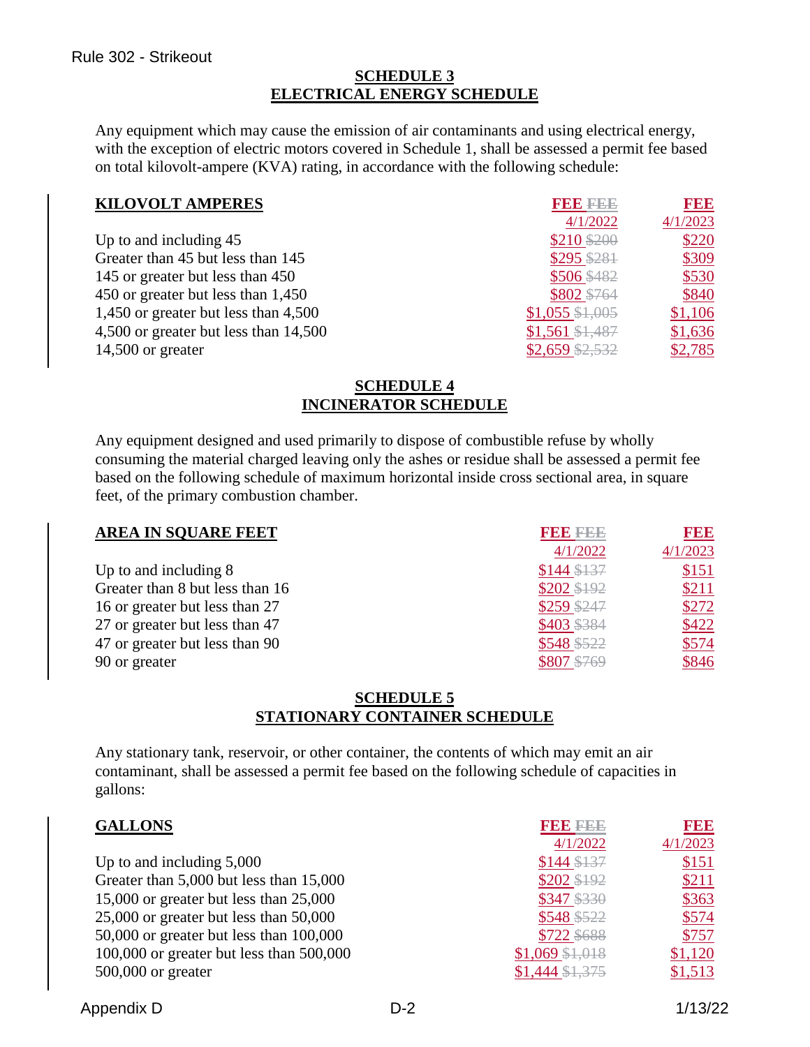## SCHEDULE 3
## ELECTRICAL ENERGY SCHEDULE

Any equipment which may cause the emission of air contaminants and using electrical energy, with the exception of electric motors covered in Schedule 1, shall be assessed a permit fee based on total kilovolt-ampere (KVA) rating, in accordance with the following schedule:

| KILOVOLT AMPERES | FEE ~~FEE~~ 4/1/2022 | FEE 4/1/2023 |
|---|---|---|
| Up to and including 45 | $210 ~~$200~~ | $220 |
| Greater than 45 but less than 145 | $295 ~~$281~~ | $309 |
| 145 or greater but less than 450 | $506 ~~$482~~ | $530 |
| 450 or greater but less than 1,450 | $802 ~~$764~~ | $840 |
| 1,450 or greater but less than 4,500 | $1,055 ~~$1,005~~ | $1,106 |
| 4,500 or greater but less than 14,500 | $1,561 ~~$1,487~~ | $1,636 |
| 14,500 or greater | $2,659 ~~$2,532~~ | $2,785 |

## SCHEDULE 4
## INCINERATOR SCHEDULE

Any equipment designed and used primarily to dispose of combustible refuse by wholly consuming the material charged leaving only the ashes or residue shall be assessed a permit fee based on the following schedule of maximum horizontal inside cross sectional area, in square feet, of the primary combustion chamber.

| AREA IN SQUARE FEET | FEE ~~FEE~~ 4/1/2022 | FEE 4/1/2023 |
|---|---|---|
| Up to and including 8 | $144 ~~$137~~ | $151 |
| Greater than 8 but less than 16 | $202 ~~$192~~ | $211 |
| 16 or greater but less than 27 | $259 ~~$247~~ | $272 |
| 27 or greater but less than 47 | $403 ~~$384~~ | $422 |
| 47 or greater but less than 90 | $548 ~~$522~~ | $574 |
| 90 or greater | $807 ~~$769~~ | $846 |

## SCHEDULE 5
## STATIONARY CONTAINER SCHEDULE

Any stationary tank, reservoir, or other container, the contents of which may emit an air contaminant, shall be assessed a permit fee based on the following schedule of capacities in gallons:

| GALLONS | FEE ~~FEE~~ 4/1/2022 | FEE 4/1/2023 |
|---|---|---|
| Up to and including 5,000 | $144 ~~$137~~ | $151 |
| Greater than 5,000 but less than 15,000 | $202 ~~$192~~ | $211 |
| 15,000 or greater but less than 25,000 | $347 ~~$330~~ | $363 |
| 25,000 or greater but less than 50,000 | $548 ~~$522~~ | $574 |
| 50,000 or greater but less than 100,000 | $722 ~~$688~~ | $757 |
| 100,000 or greater but less than 500,000 | $1,069 ~~$1,018~~ | $1,120 |
| 500,000 or greater | $1,444 ~~$1,375~~ | $1,513 |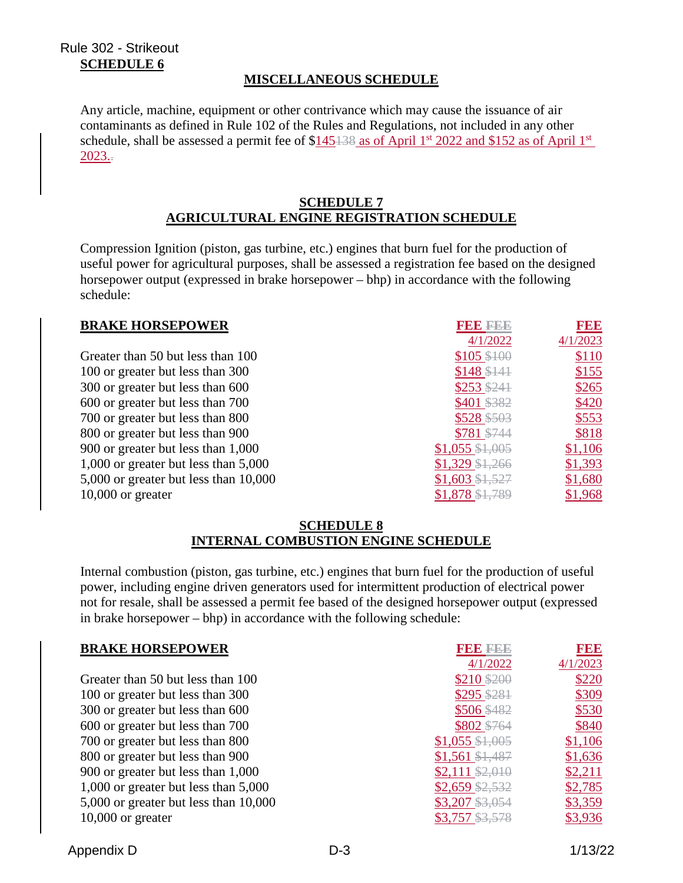Rule 302 - Strikeout

## SCHEDULE 6

### MISCELLANEOUS SCHEDULE

Any article, machine, equipment or other contrivance which may cause the issuance of air contaminants as defined in Rule 102 of the Rules and Regulations, not included in any other schedule, shall be assessed a permit fee of $145 ~~138~~ as of April 1st 2022 and $152 as of April 1st 2023. ~~.~~

## SCHEDULE 7

### AGRICULTURAL ENGINE REGISTRATION SCHEDULE

Compression Ignition (piston, gas turbine, etc.) engines that burn fuel for the production of useful power for agricultural purposes, shall be assessed a registration fee based on the designed horsepower output (expressed in brake horsepower – bhp) in accordance with the following schedule:

| BRAKE HORSEPOWER | FEE ~~FEE~~ 4/1/2022 | FEE 4/1/2023 |
|---|---|---|
| Greater than 50 but less than 100 | $105 ~~$100~~ | $110 |
| 100 or greater but less than 300 | $148 ~~$141~~ | $155 |
| 300 or greater but less than 600 | $253 ~~$241~~ | $265 |
| 600 or greater but less than 700 | $401 ~~$382~~ | $420 |
| 700 or greater but less than 800 | $528 ~~$503~~ | $553 |
| 800 or greater but less than 900 | $781 ~~$744~~ | $818 |
| 900 or greater but less than 1,000 | $1,055 ~~$1,005~~ | $1,106 |
| 1,000 or greater but less than 5,000 | $1,329 ~~$1,266~~ | $1,393 |
| 5,000 or greater but less than 10,000 | $1,603 ~~$1,527~~ | $1,680 |
| 10,000 or greater | $1,878 ~~$1,789~~ | $1,968 |

## SCHEDULE 8

### INTERNAL COMBUSTION ENGINE SCHEDULE

Internal combustion (piston, gas turbine, etc.) engines that burn fuel for the production of useful power, including engine driven generators used for intermittent production of electrical power not for resale, shall be assessed a permit fee based of the designed horsepower output (expressed in brake horsepower – bhp) in accordance with the following schedule:

| BRAKE HORSEPOWER | FEE ~~FEE~~ 4/1/2022 | FEE 4/1/2023 |
|---|---|---|
| Greater than 50 but less than 100 | $210 ~~$200~~ | $220 |
| 100 or greater but less than 300 | $295 ~~$281~~ | $309 |
| 300 or greater but less than 600 | $506 ~~$482~~ | $530 |
| 600 or greater but less than 700 | $802 ~~$764~~ | $840 |
| 700 or greater but less than 800 | $1,055 ~~$1,005~~ | $1,106 |
| 800 or greater but less than 900 | $1,561 ~~$1,487~~ | $1,636 |
| 900 or greater but less than 1,000 | $2,111 ~~$2,010~~ | $2,211 |
| 1,000 or greater but less than 5,000 | $2,659 ~~$2,532~~ | $2,785 |
| 5,000 or greater but less than 10,000 | $3,207 ~~$3,054~~ | $3,359 |
| 10,000 or greater | $3,757 ~~$3,578~~ | $3,936 |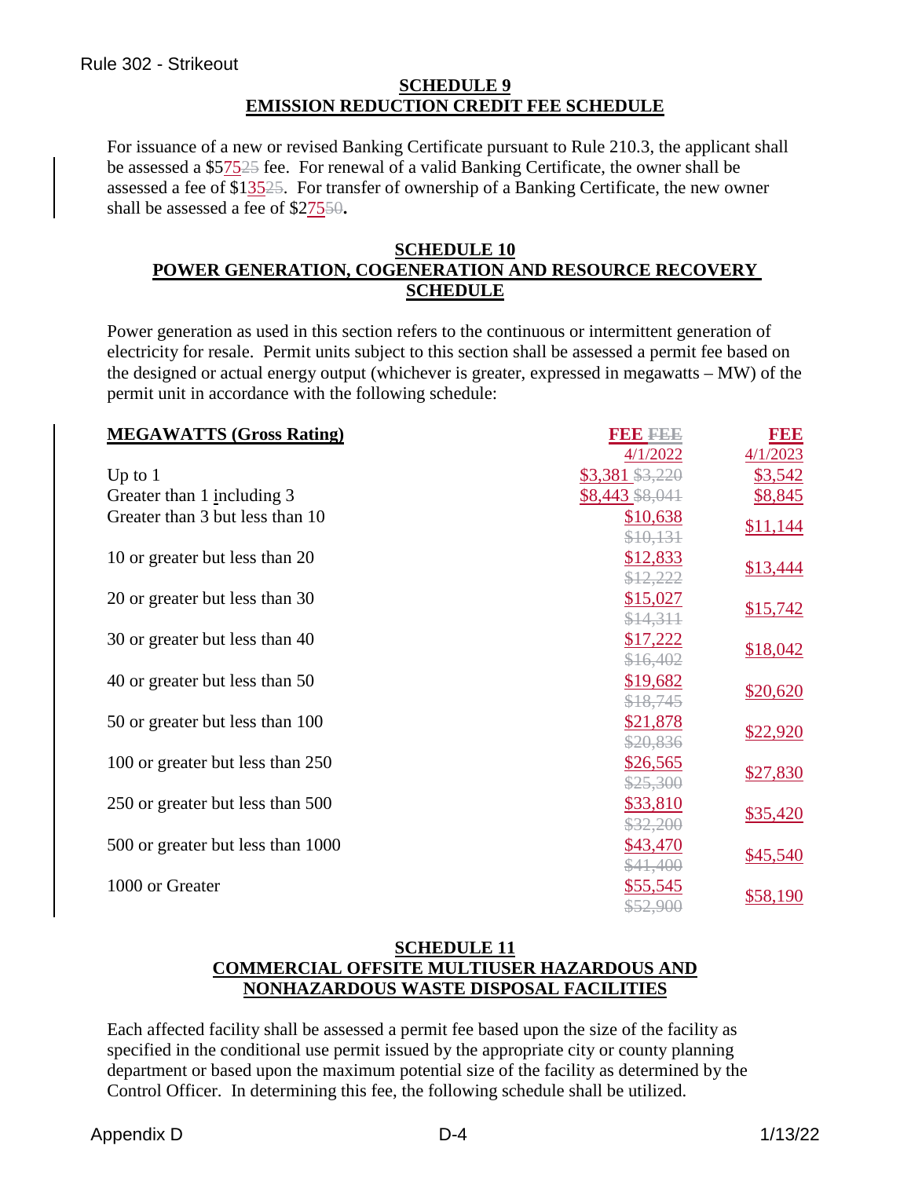## SCHEDULE 9
## EMISSION REDUCTION CREDIT FEE SCHEDULE

For issuance of a new or revised Banking Certificate pursuant to Rule 210.3, the applicant shall be assessed a $57525 fee. For renewal of a valid Banking Certificate, the owner shall be assessed a fee of $13525. For transfer of ownership of a Banking Certificate, the new owner shall be assessed a fee of $27550.

## SCHEDULE 10
## POWER GENERATION, COGENERATION AND RESOURCE RECOVERY SCHEDULE

Power generation as used in this section refers to the continuous or intermittent generation of electricity for resale. Permit units subject to this section shall be assessed a permit fee based on the designed or actual energy output (whichever is greater, expressed in megawatts – MW) of the permit unit in accordance with the following schedule:

| MEGAWATTS (Gross Rating) | FEE ~~FEE~~ 4/1/2022 | FEE 4/1/2023 |
|---|---|---|
| Up to 1 | $3,381 ~~$3,220~~ | $3,542 |
| Greater than 1 including 3 | $8,443 ~~$8,041~~ | $8,845 |
| Greater than 3 but less than 10 | $10,638 ~~$10,131~~ | $11,144 |
| 10 or greater but less than 20 | $12,833 ~~$12,222~~ | $13,444 |
| 20 or greater but less than 30 | $15,027 ~~$14,311~~ | $15,742 |
| 30 or greater but less than 40 | $17,222 ~~$16,402~~ | $18,042 |
| 40 or greater but less than 50 | $19,682 ~~$18,745~~ | $20,620 |
| 50 or greater but less than 100 | $21,878 ~~$20,836~~ | $22,920 |
| 100 or greater but less than 250 | $26,565 ~~$25,300~~ | $27,830 |
| 250 or greater but less than 500 | $33,810 ~~$32,200~~ | $35,420 |
| 500 or greater but less than 1000 | $43,470 ~~$41,400~~ | $45,540 |
| 1000 or Greater | $55,545 ~~$52,900~~ | $58,190 |

## SCHEDULE 11
## COMMERCIAL OFFSITE MULTIUSER HAZARDOUS AND NONHAZARDOUS WASTE DISPOSAL FACILITIES

Each affected facility shall be assessed a permit fee based upon the size of the facility as specified in the conditional use permit issued by the appropriate city or county planning department or based upon the maximum potential size of the facility as determined by the Control Officer. In determining this fee, the following schedule shall be utilized.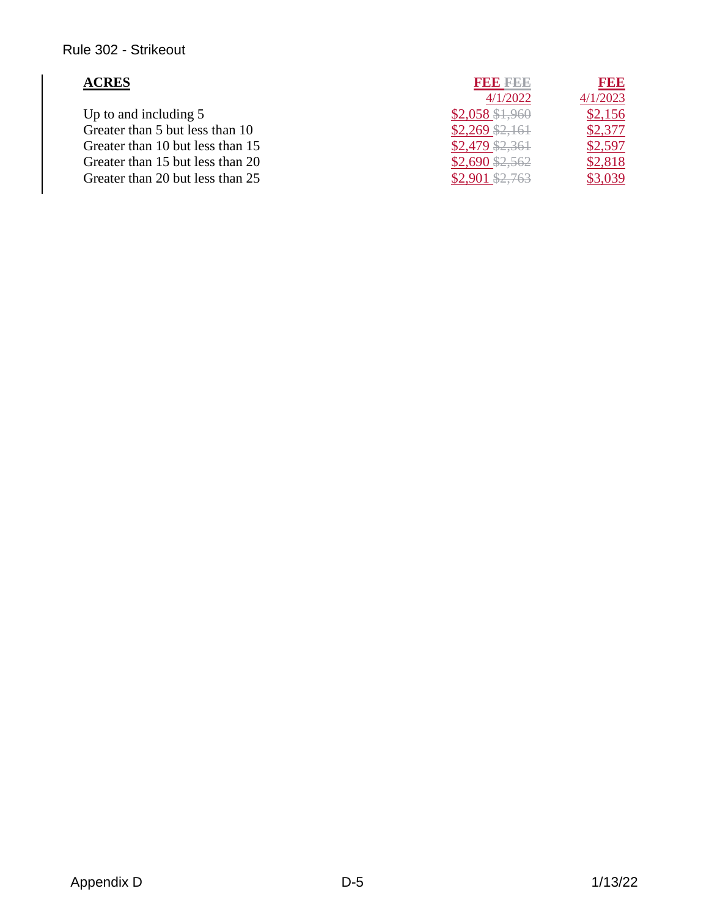Rule 302 - Strikeout

| ACRES | FEE ~~FEE~~ 4/1/2022 | FEE 4/1/2023 |
| --- | --- | --- |
| Up to and including 5 | $2,058 ~~$1,960~~ | $2,156 |
| Greater than 5 but less than 10 | $2,269 ~~$2,161~~ | $2,377 |
| Greater than 10 but less than 15 | $2,479 ~~$2,361~~ | $2,597 |
| Greater than 15 but less than 20 | $2,690 ~~$2,562~~ | $2,818 |
| Greater than 20 but less than 25 | $2,901 ~~$2,763~~ | $3,039 |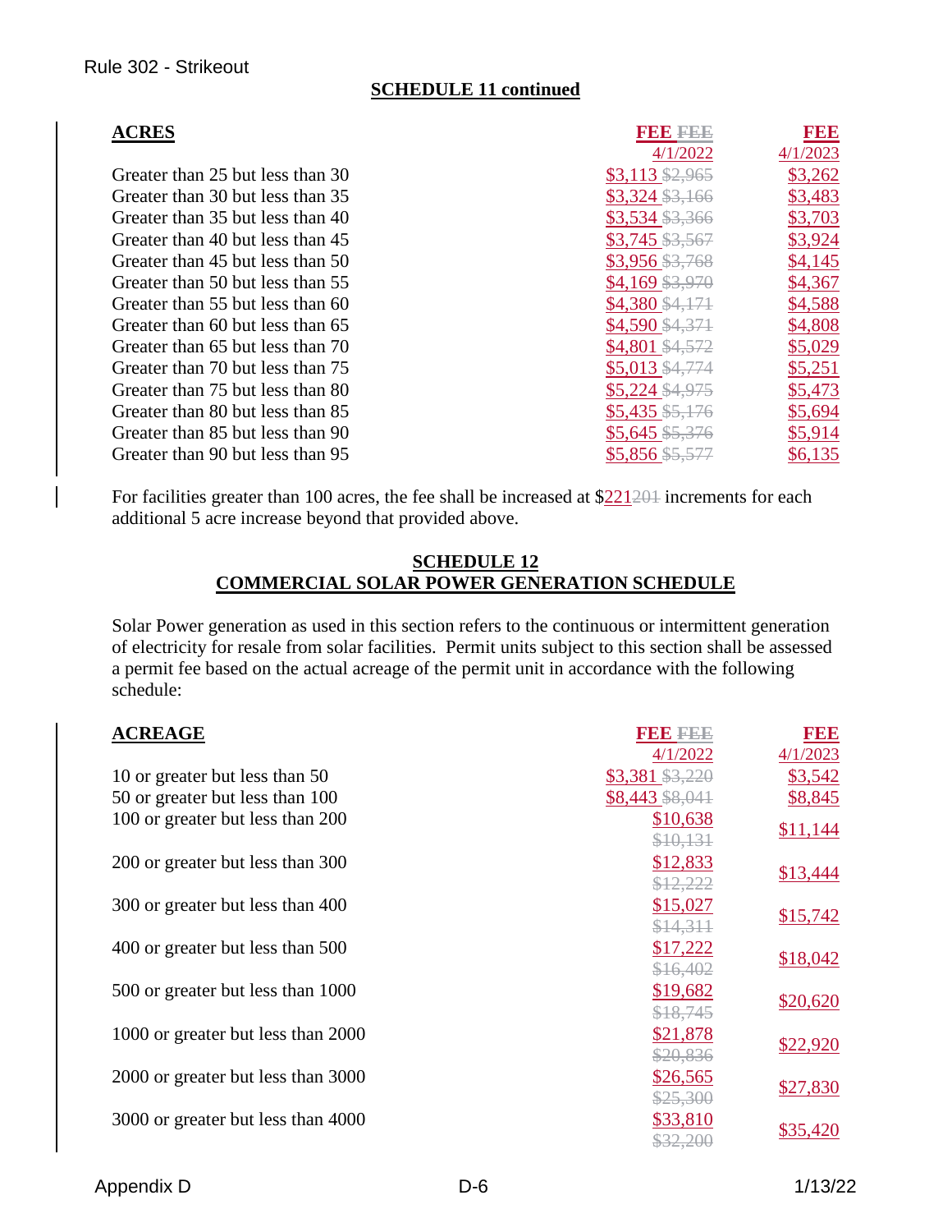## SCHEDULE 11 continued

| ACRES | FEE ~~FEE~~ 4/1/2022 | FEE 4/1/2023 |
|---|---|---|
| Greater than 25 but less than 30 | $3,113 ~~$2,965~~ | $3,262 |
| Greater than 30 but less than 35 | $3,324 ~~$3,166~~ | $3,483 |
| Greater than 35 but less than 40 | $3,534 ~~$3,366~~ | $3,703 |
| Greater than 40 but less than 45 | $3,745 ~~$3,567~~ | $3,924 |
| Greater than 45 but less than 50 | $3,956 ~~$3,768~~ | $4,145 |
| Greater than 50 but less than 55 | $4,169 ~~$3,970~~ | $4,367 |
| Greater than 55 but less than 60 | $4,380 ~~$4,171~~ | $4,588 |
| Greater than 60 but less than 65 | $4,590 ~~$4,371~~ | $4,808 |
| Greater than 65 but less than 70 | $4,801 ~~$4,572~~ | $5,029 |
| Greater than 70 but less than 75 | $5,013 ~~$4,774~~ | $5,251 |
| Greater than 75 but less than 80 | $5,224 ~~$4,975~~ | $5,473 |
| Greater than 80 but less than 85 | $5,435 ~~$5,176~~ | $5,694 |
| Greater than 85 but less than 90 | $5,645 ~~$5,376~~ | $5,914 |
| Greater than 90 but less than 95 | $5,856 ~~$5,577~~ | $6,135 |

For facilities greater than 100 acres, the fee shall be increased at $221~~201~~ increments for each additional 5 acre increase beyond that provided above.

## SCHEDULE 12
## COMMERCIAL SOLAR POWER GENERATION SCHEDULE

Solar Power generation as used in this section refers to the continuous or intermittent generation of electricity for resale from solar facilities. Permit units subject to this section shall be assessed a permit fee based on the actual acreage of the permit unit in accordance with the following schedule:

| ACREAGE | FEE ~~FEE~~ 4/1/2022 | FEE 4/1/2023 |
|---|---|---|
| 10 or greater but less than 50 | $3,381 ~~$3,220~~ | $3,542 |
| 50 or greater but less than 100 | $8,443 ~~$8,041~~ | $8,845 |
| 100 or greater but less than 200 | $10,638 ~~$10,131~~ | $11,144 |
| 200 or greater but less than 300 | $12,833 ~~$12,222~~ | $13,444 |
| 300 or greater but less than 400 | $15,027 ~~$14,311~~ | $15,742 |
| 400 or greater but less than 500 | $17,222 ~~$16,402~~ | $18,042 |
| 500 or greater but less than 1000 | $19,682 ~~$18,745~~ | $20,620 |
| 1000 or greater but less than 2000 | $21,878 ~~$20,836~~ | $22,920 |
| 2000 or greater but less than 3000 | $26,565 ~~$25,300~~ | $27,830 |
| 3000 or greater but less than 4000 | $33,810 ~~$32,200~~ | $35,420 |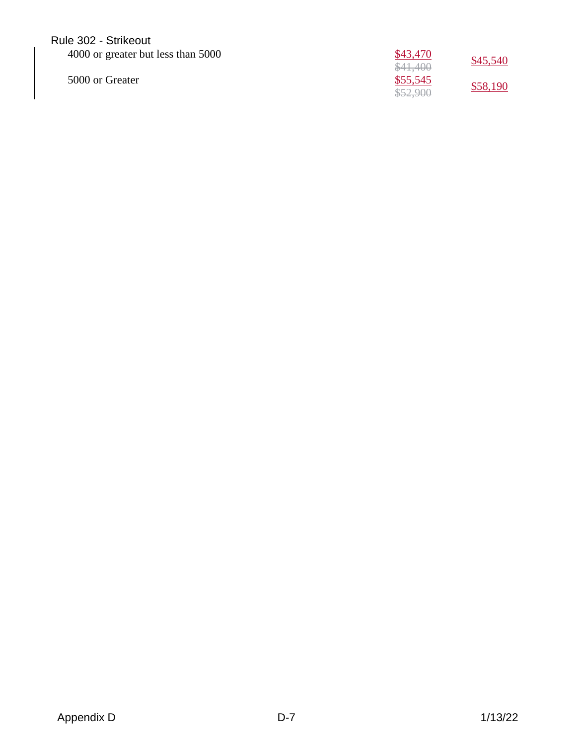Rule 302 - Strikeout

| | | |
|---|---|---|
| 4000 or greater but less than 5000 | \$43,470 ~~\$41,400~~ | \$45,540 |
| 5000 or Greater | \$55,545 ~~\$52,900~~ | \$58,190 |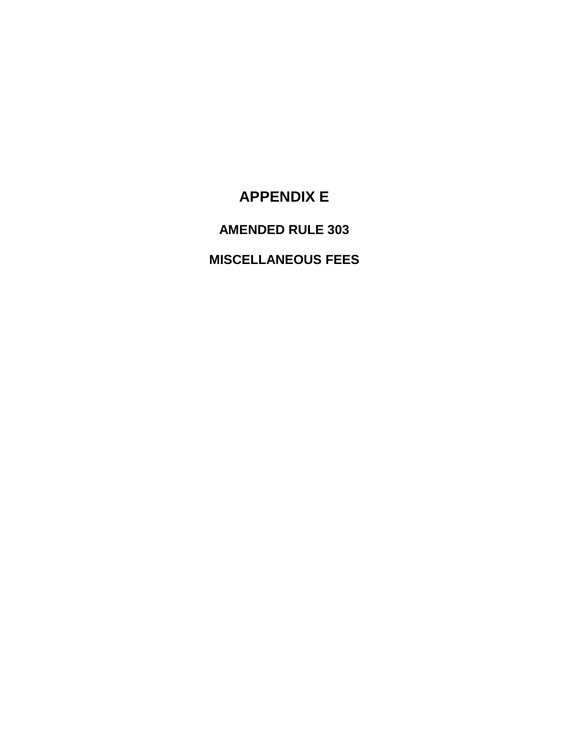# APPENDIX E

## AMENDED RULE 303

## MISCELLANEOUS FEES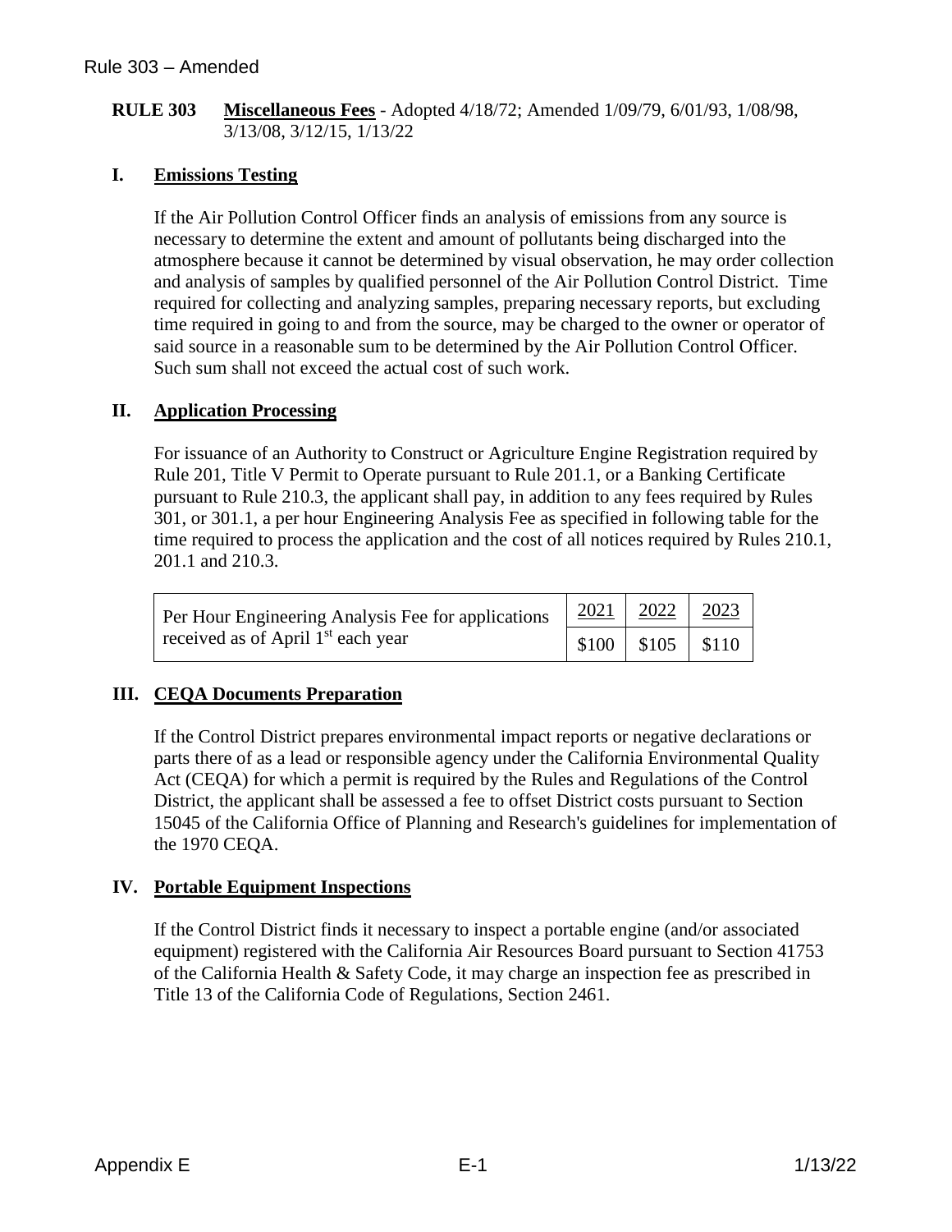**RULE 303** **Miscellaneous Fees** - Adopted 4/18/72; Amended 1/09/79, 6/01/93, 1/08/98, 3/13/08, 3/12/15, 1/13/22

## I. Emissions Testing

If the Air Pollution Control Officer finds an analysis of emissions from any source is necessary to determine the extent and amount of pollutants being discharged into the atmosphere because it cannot be determined by visual observation, he may order collection and analysis of samples by qualified personnel of the Air Pollution Control District. Time required for collecting and analyzing samples, preparing necessary reports, but excluding time required in going to and from the source, may be charged to the owner or operator of said source in a reasonable sum to be determined by the Air Pollution Control Officer. Such sum shall not exceed the actual cost of such work.

## II. Application Processing

For issuance of an Authority to Construct or Agriculture Engine Registration required by Rule 201, Title V Permit to Operate pursuant to Rule 201.1, or a Banking Certificate pursuant to Rule 210.3, the applicant shall pay, in addition to any fees required by Rules 301, or 301.1, a per hour Engineering Analysis Fee as specified in following table for the time required to process the application and the cost of all notices required by Rules 210.1, 201.1 and 210.3.

| | 2021 | 2022 | 2023 |
|---|---|---|---|
| Per Hour Engineering Analysis Fee for applications received as of April 1st each year | $100 | $105 | $110 |

## III. CEQA Documents Preparation

If the Control District prepares environmental impact reports or negative declarations or parts there of as a lead or responsible agency under the California Environmental Quality Act (CEQA) for which a permit is required by the Rules and Regulations of the Control District, the applicant shall be assessed a fee to offset District costs pursuant to Section 15045 of the California Office of Planning and Research's guidelines for implementation of the 1970 CEQA.

## IV. Portable Equipment Inspections

If the Control District finds it necessary to inspect a portable engine (and/or associated equipment) registered with the California Air Resources Board pursuant to Section 41753 of the California Health & Safety Code, it may charge an inspection fee as prescribed in Title 13 of the California Code of Regulations, Section 2461.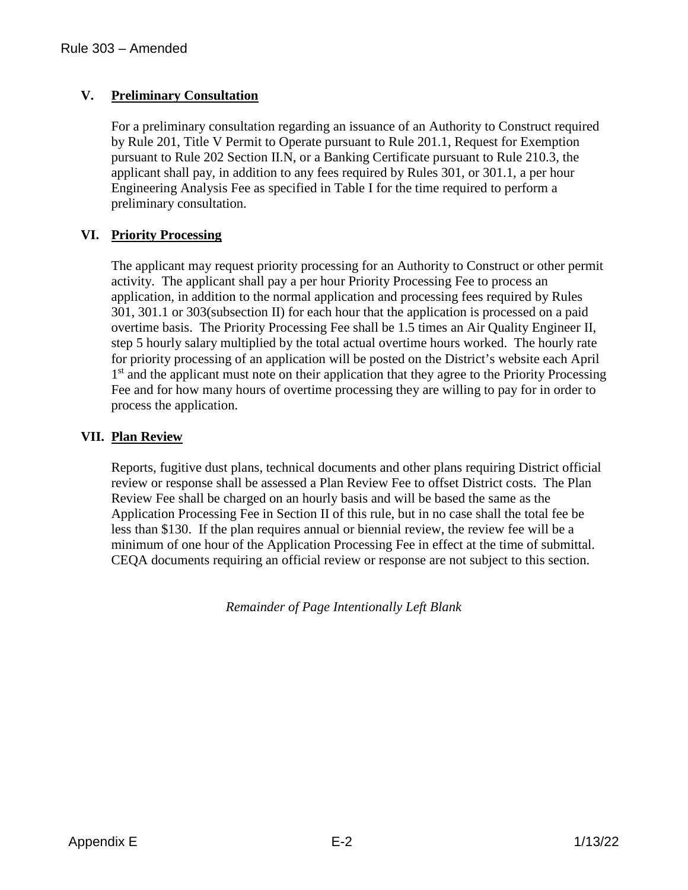## V. Preliminary Consultation

For a preliminary consultation regarding an issuance of an Authority to Construct required by Rule 201, Title V Permit to Operate pursuant to Rule 201.1, Request for Exemption pursuant to Rule 202 Section II.N, or a Banking Certificate pursuant to Rule 210.3, the applicant shall pay, in addition to any fees required by Rules 301, or 301.1, a per hour Engineering Analysis Fee as specified in Table I for the time required to perform a preliminary consultation.

## VI. Priority Processing

The applicant may request priority processing for an Authority to Construct or other permit activity. The applicant shall pay a per hour Priority Processing Fee to process an application, in addition to the normal application and processing fees required by Rules 301, 301.1 or 303(subsection II) for each hour that the application is processed on a paid overtime basis. The Priority Processing Fee shall be 1.5 times an Air Quality Engineer II, step 5 hourly salary multiplied by the total actual overtime hours worked. The hourly rate for priority processing of an application will be posted on the District's website each April 1st and the applicant must note on their application that they agree to the Priority Processing Fee and for how many hours of overtime processing they are willing to pay for in order to process the application.

## VII. Plan Review

Reports, fugitive dust plans, technical documents and other plans requiring District official review or response shall be assessed a Plan Review Fee to offset District costs. The Plan Review Fee shall be charged on an hourly basis and will be based the same as the Application Processing Fee in Section II of this rule, but in no case shall the total fee be less than $130. If the plan requires annual or biennial review, the review fee will be a minimum of one hour of the Application Processing Fee in effect at the time of submittal. CEQA documents requiring an official review or response are not subject to this section.

*Remainder of Page Intentionally Left Blank*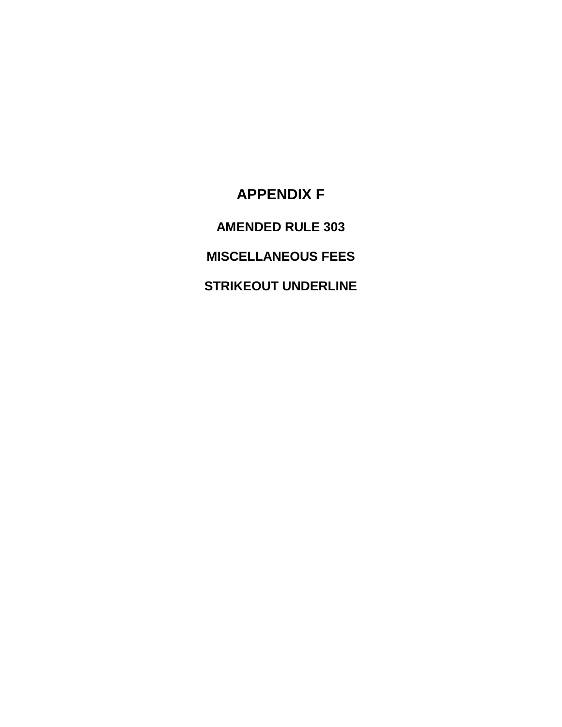# APPENDIX F

## AMENDED RULE 303

## MISCELLANEOUS FEES

## STRIKEOUT UNDERLINE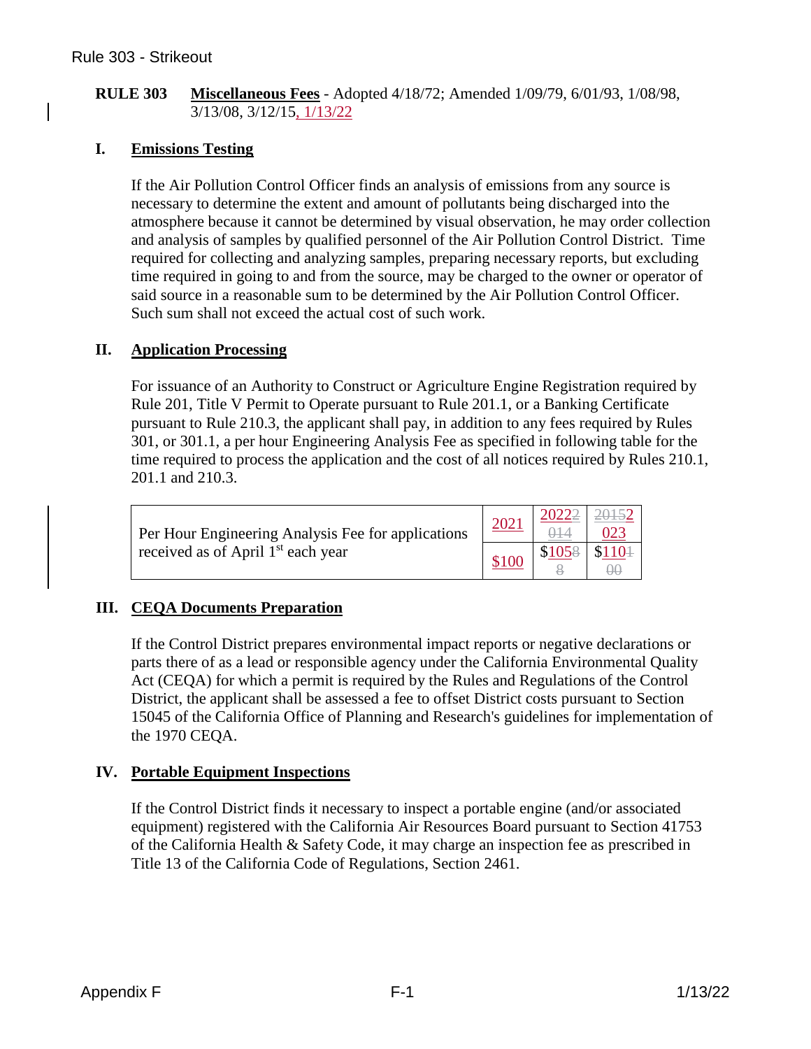Rule 303 - Strikeout

**RULE 303** **Miscellaneous Fees** - Adopted 4/18/72; Amended 1/09/79, 6/01/93, 1/08/98, 3/13/08, 3/12/15, 1/13/22

## I. Emissions Testing

If the Air Pollution Control Officer finds an analysis of emissions from any source is necessary to determine the extent and amount of pollutants being discharged into the atmosphere because it cannot be determined by visual observation, he may order collection and analysis of samples by qualified personnel of the Air Pollution Control District. Time required for collecting and analyzing samples, preparing necessary reports, but excluding time required in going to and from the source, may be charged to the owner or operator of said source in a reasonable sum to be determined by the Air Pollution Control Officer. Such sum shall not exceed the actual cost of such work.

## II. Application Processing

For issuance of an Authority to Construct or Agriculture Engine Registration required by Rule 201, Title V Permit to Operate pursuant to Rule 201.1, or a Banking Certificate pursuant to Rule 210.3, the applicant shall pay, in addition to any fees required by Rules 301, or 301.1, a per hour Engineering Analysis Fee as specified in following table for the time required to process the application and the cost of all notices required by Rules 210.1, 201.1 and 210.3.

| Per Hour Engineering Analysis Fee for applications received as of April 1st each year | 2021 | 20222014 | 20152023 |
|---|---|---|---|
| | $100 | $10588 | $110100 |

## III. CEQA Documents Preparation

If the Control District prepares environmental impact reports or negative declarations or parts there of as a lead or responsible agency under the California Environmental Quality Act (CEQA) for which a permit is required by the Rules and Regulations of the Control District, the applicant shall be assessed a fee to offset District costs pursuant to Section 15045 of the California Office of Planning and Research's guidelines for implementation of the 1970 CEQA.

## IV. Portable Equipment Inspections

If the Control District finds it necessary to inspect a portable engine (and/or associated equipment) registered with the California Air Resources Board pursuant to Section 41753 of the California Health & Safety Code, it may charge an inspection fee as prescribed in Title 13 of the California Code of Regulations, Section 2461.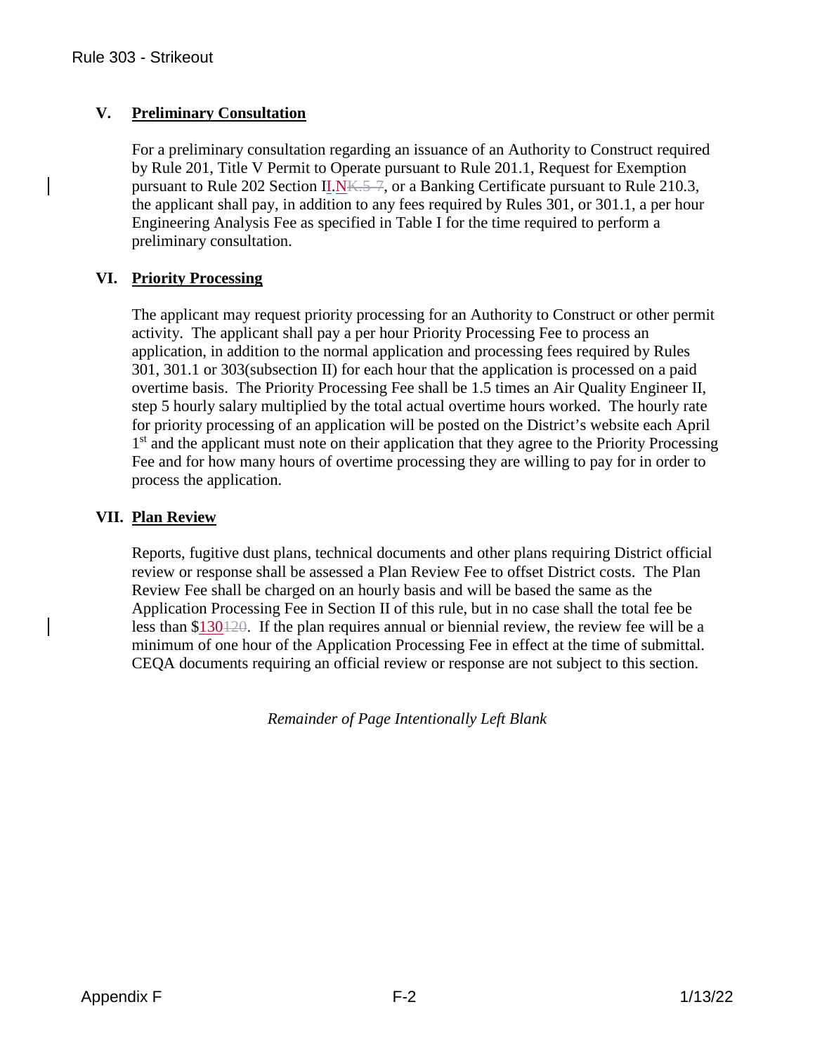## V. Preliminary Consultation

For a preliminary consultation regarding an issuance of an Authority to Construct required by Rule 201, Title V Permit to Operate pursuant to Rule 201.1, Request for Exemption pursuant to Rule 202 Section II.NK.5-7, or a Banking Certificate pursuant to Rule 210.3, the applicant shall pay, in addition to any fees required by Rules 301, or 301.1, a per hour Engineering Analysis Fee as specified in Table I for the time required to perform a preliminary consultation.

## VI. Priority Processing

The applicant may request priority processing for an Authority to Construct or other permit activity. The applicant shall pay a per hour Priority Processing Fee to process an application, in addition to the normal application and processing fees required by Rules 301, 301.1 or 303(subsection II) for each hour that the application is processed on a paid overtime basis. The Priority Processing Fee shall be 1.5 times an Air Quality Engineer II, step 5 hourly salary multiplied by the total actual overtime hours worked. The hourly rate for priority processing of an application will be posted on the District's website each April 1st and the applicant must note on their application that they agree to the Priority Processing Fee and for how many hours of overtime processing they are willing to pay for in order to process the application.

## VII. Plan Review

Reports, fugitive dust plans, technical documents and other plans requiring District official review or response shall be assessed a Plan Review Fee to offset District costs. The Plan Review Fee shall be charged on an hourly basis and will be based the same as the Application Processing Fee in Section II of this rule, but in no case shall the total fee be less than $130120. If the plan requires annual or biennial review, the review fee will be a minimum of one hour of the Application Processing Fee in effect at the time of submittal. CEQA documents requiring an official review or response are not subject to this section.

*Remainder of Page Intentionally Left Blank*